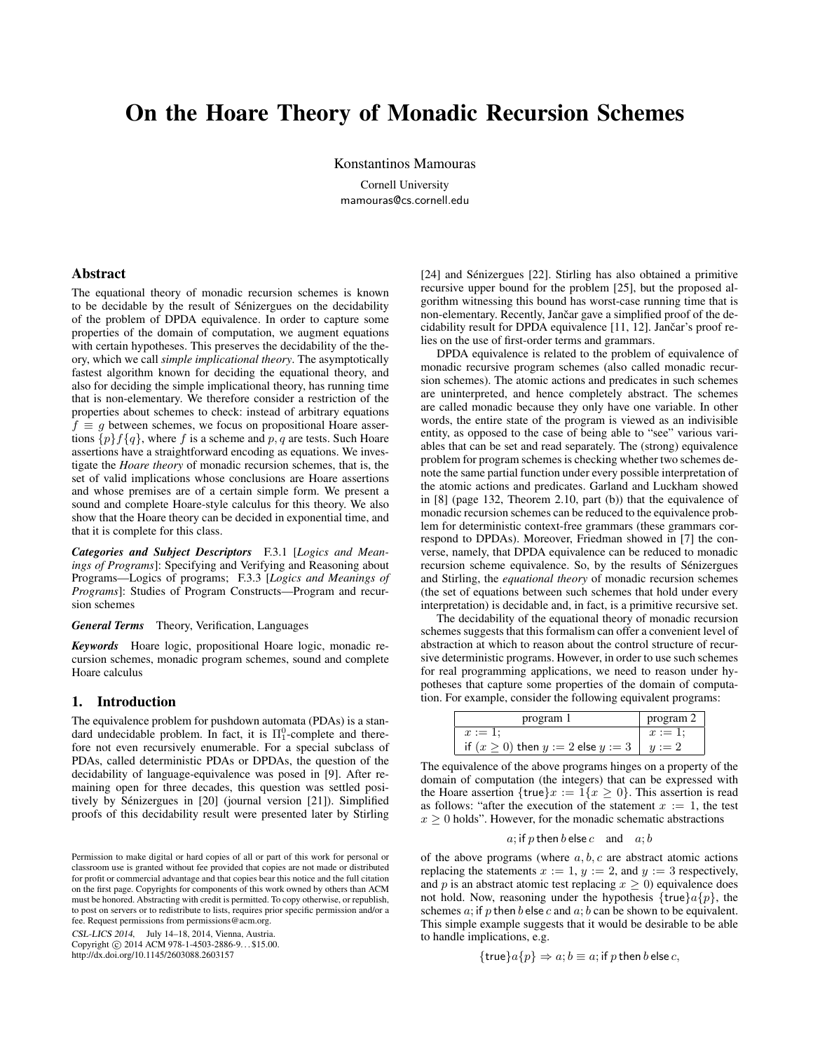# On the Hoare Theory of Monadic Recursion Schemes

Konstantinos Mamouras

Cornell University
mamouras@cs.cornell.edu

## Abstract

The equational theory of monadic recursion schemes is known to be decidable by the result of Sénizergues on the decidability of the problem of DPDA equivalence. In order to capture some properties of the domain of computation, we augment equations with certain hypotheses. This preserves the decidability of the theory, which we call *simple implicational theory*. The asymptotically fastest algorithm known for deciding the equational theory, and also for deciding the simple implicational theory, has running time that is non-elementary. We therefore consider a restriction of the properties about schemes to check: instead of arbitrary equations $f \equiv g$ between schemes, we focus on propositional Hoare assertions $\{p\}f\{q\}$, where $f$ is a scheme and $p, q$ are tests. Such Hoare assertions have a straightforward encoding as equations. We investigate the *Hoare theory* of monadic recursion schemes, that is, the set of valid implications whose conclusions are Hoare assertions and whose premises are of a certain simple form. We present a sound and complete Hoare-style calculus for this theory. We also show that the Hoare theory can be decided in exponential time, and that it is complete for this class.

***Categories and Subject Descriptors*** F.3.1 [*Logics and Meanings of Programs*]: Specifying and Verifying and Reasoning about Programs—Logics of programs; F.3.3 [*Logics and Meanings of Programs*]: Studies of Program Constructs—Program and recursion schemes

***General Terms*** Theory, Verification, Languages

***Keywords*** Hoare logic, propositional Hoare logic, monadic recursion schemes, monadic program schemes, sound and complete Hoare calculus

## 1. Introduction

The equivalence problem for pushdown automata (PDAs) is a standard undecidable problem. In fact, it is $\Pi^0_1$-complete and therefore not even recursively enumerable. For a special subclass of PDAs, called deterministic PDAs or DPDAs, the question of the decidability of language-equivalence was posed in [9]. After remaining open for three decades, this question was settled positively by Sénizergues in [20] (journal version [21]). Simplified proofs of this decidability result were presented later by Stirling [24] and Sénizergues [22]. Stirling has also obtained a primitive recursive upper bound for the problem [25], but the proposed algorithm witnessing this bound has worst-case running time that is non-elementary. Recently, Jančar gave a simplified proof of the decidability result for DPDA equivalence [11, 12]. Jančar's proof relies on the use of first-order terms and grammars.

DPDA equivalence is related to the problem of equivalence of monadic recursive program schemes (also called monadic recursion schemes). The atomic actions and predicates in such schemes are uninterpreted, and hence completely abstract. The schemes are called monadic because they only have one variable. In other words, the entire state of the program is viewed as an indivisible entity, as opposed to the case of being able to "see" various variables that can be set and read separately. The (strong) equivalence problem for program schemes is checking whether two schemes denote the same partial function under every possible interpretation of the atomic actions and predicates. Garland and Luckham showed in [8] (page 132, Theorem 2.10, part (b)) that the equivalence of monadic recursion schemes can be reduced to the equivalence problem for deterministic context-free grammars (these grammars correspond to DPDAs). Moreover, Friedman showed in [7] the converse, namely, that DPDA equivalence can be reduced to monadic recursion scheme equivalence. So, by the results of Sénizergues and Stirling, the *equational theory* of monadic recursion schemes (the set of equations between such schemes that hold under every interpretation) is decidable and, in fact, is a primitive recursive set.

The decidability of the equational theory of monadic recursion schemes suggests that this formalism can offer a convenient level of abstraction at which to reason about the control structure of recursive deterministic programs. However, in order to use such schemes for real programming applications, we need to reason under hypotheses that capture some properties of the domain of computation. For example, consider the following equivalent programs:

| program 1 | program 2 |
|---|---|
| $x := 1;$ | $x := 1;$ |
| if $(x \geq 0)$ then $y := 2$ else $y := 3$ | $y := 2$ |

The equivalence of the above programs hinges on a property of the domain of computation (the integers) that can be expressed with the Hoare assertion $\{\mathsf{true}\}x := 1\{x \geq 0\}$. This assertion is read as follows: "after the execution of the statement $x := 1$, the test $x \geq 0$ holds". However, for the monadic schematic abstractions

$$a; \mathsf{if}\ p\ \mathsf{then}\ b\ \mathsf{else}\ c \quad \text{and} \quad a; b$$

of the above programs (where $a, b, c$ are abstract atomic actions replacing the statements $x := 1$, $y := 2$, and $y := 3$ respectively, and $p$ is an abstract atomic test replacing $x \geq 0$) equivalence does not hold. Now, reasoning under the hypothesis $\{\mathsf{true}\}a\{p\}$, the schemes $a; \mathsf{if}\ p\ \mathsf{then}\ b\ \mathsf{else}\ c$ and $a; b$ can be shown to be equivalent. This simple example suggests that it would be desirable to be able to handle implications, e.g.

$$\{\mathsf{true}\}a\{p\} \Rightarrow a; b \equiv a; \mathsf{if}\ p\ \mathsf{then}\ b\ \mathsf{else}\ c,$$

Permission to make digital or hard copies of all or part of this work for personal or classroom use is granted without fee provided that copies are not made or distributed for profit or commercial advantage and that copies bear this notice and the full citation on the first page. Copyrights for components of this work owned by others than ACM must be honored. Abstracting with credit is permitted. To copy otherwise, or republish, to post on servers or to redistribute to lists, requires prior specific permission and/or a fee. Request permissions from permissions@acm.org.

*CSL-LICS 2014*, July 14–18, 2014, Vienna, Austria.
Copyright © 2014 ACM 978-1-4503-2886-9…$15.00.
http://dx.doi.org/10.1145/2603088.2603157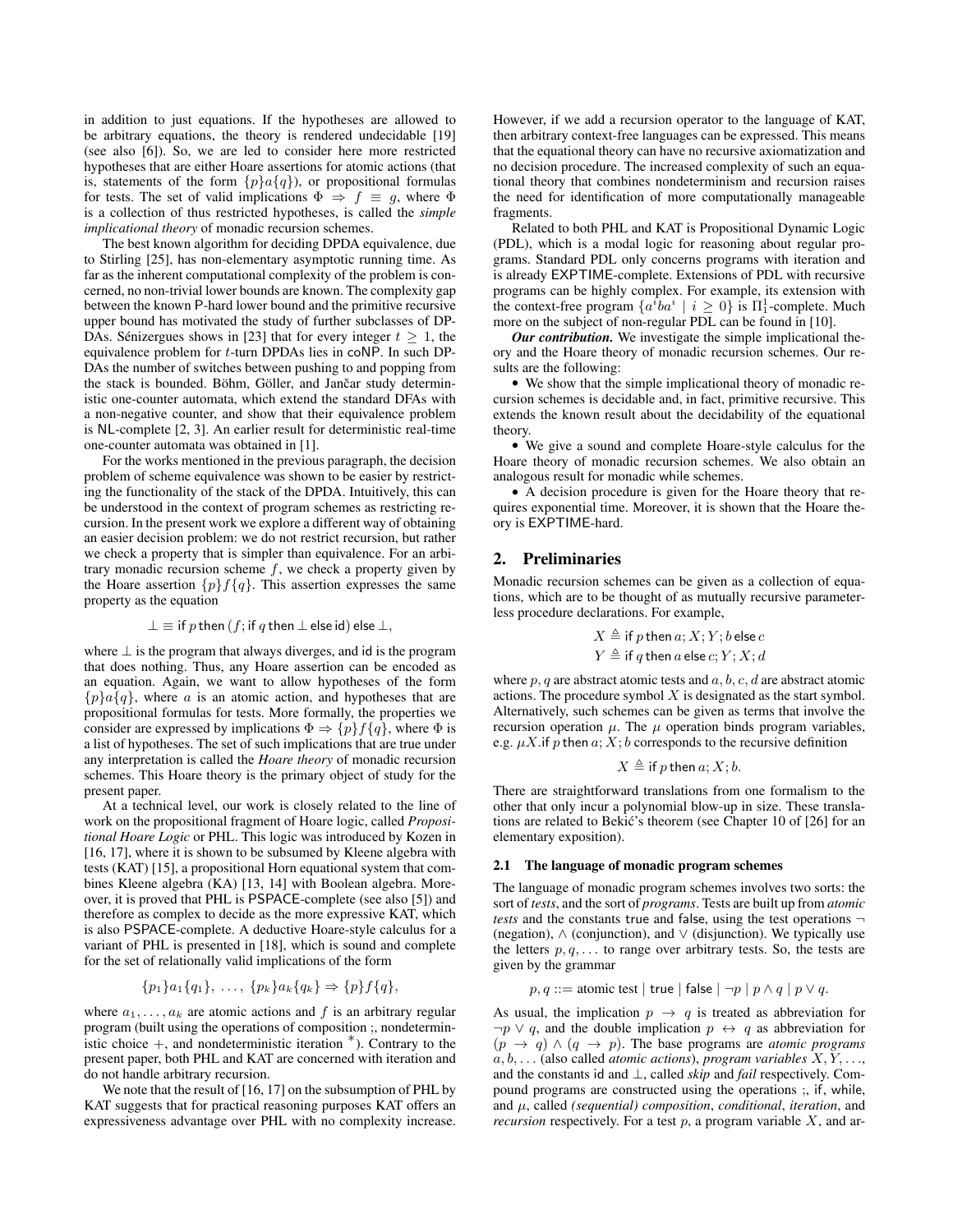in addition to just equations. If the hypotheses are allowed to be arbitrary equations, the theory is rendered undecidable [19] (see also [6]). So, we are led to consider here more restricted hypotheses that are either Hoare assertions for atomic actions (that is, statements of the form $\{p\}a\{q\}$), or propositional formulas for tests. The set of valid implications $\Phi \Rightarrow f \equiv g$, where $\Phi$ is a collection of thus restricted hypotheses, is called the *simple implicational theory* of monadic recursion schemes.

The best known algorithm for deciding DPDA equivalence, due to Stirling [25], has non-elementary asymptotic running time. As far as the inherent computational complexity of the problem is concerned, no non-trivial lower bounds are known. The complexity gap between the known P-hard lower bound and the primitive recursive upper bound has motivated the study of further subclasses of DPDAs. Sénizergues shows in [23] that for every integer $t \geq 1$, the equivalence problem for $t$-turn DPDAs lies in coNP. In such DPDAs the number of switches between pushing to and popping from the stack is bounded. Böhm, Göller, and Jančar study deterministic one-counter automata, which extend the standard DFAs with a non-negative counter, and show that their equivalence problem is NL-complete [2, 3]. An earlier result for deterministic real-time one-counter automata was obtained in [1].

For the works mentioned in the previous paragraph, the decision problem of scheme equivalence was shown to be easier by restricting the functionality of the stack of the DPDA. Intuitively, this can be understood in the context of program schemes as restricting recursion. In the present work we explore a different way of obtaining an easier decision problem: we do not restrict recursion, but rather we check a property that is simpler than equivalence. For an arbitrary monadic recursion scheme $f$, we check a property given by the Hoare assertion $\{p\}f\{q\}$. This assertion expresses the same property as the equation

$$\bot \equiv \mathsf{if}\ p\ \mathsf{then}\ (f; \mathsf{if}\ q\ \mathsf{then}\ \bot\ \mathsf{else}\ \mathsf{id})\ \mathsf{else}\ \bot,$$

where $\bot$ is the program that always diverges, and id is the program that does nothing. Thus, any Hoare assertion can be encoded as an equation. Again, we want to allow hypotheses of the form $\{p\}a\{q\}$, where $a$ is an atomic action, and hypotheses that are propositional formulas for tests. More formally, the properties we consider are expressed by implications $\Phi \Rightarrow \{p\}f\{q\}$, where $\Phi$ is a list of hypotheses. The set of such implications that are true under any interpretation is called the *Hoare theory* of monadic recursion schemes. This Hoare theory is the primary object of study for the present paper.

At a technical level, our work is closely related to the line of work on the propositional fragment of Hoare logic, called *Propositional Hoare Logic* or PHL. This logic was introduced by Kozen in [16, 17], where it is shown to be subsumed by Kleene algebra with tests (KAT) [15], a propositional Horn equational system that combines Kleene algebra (KA) [13, 14] with Boolean algebra. Moreover, it is proved that PHL is PSPACE-complete (see also [5]) and therefore as complex to decide as the more expressive KAT, which is also PSPACE-complete. A deductive Hoare-style calculus for a variant of PHL is presented in [18], which is sound and complete for the set of relationally valid implications of the form

$$\{p_1\}a_1\{q_1\},\ \ldots,\ \{p_k\}a_k\{q_k\} \Rightarrow \{p\}f\{q\},$$

where $a_1, \ldots, a_k$ are atomic actions and $f$ is an arbitrary regular program (built using the operations of composition ;, nondeterministic choice $+$, and nondeterministic iteration $^*$). Contrary to the present paper, both PHL and KAT are concerned with iteration and do not handle arbitrary recursion.

We note that the result of [16, 17] on the subsumption of PHL by KAT suggests that for practical reasoning purposes KAT offers an expressiveness advantage over PHL with no complexity increase. However, if we add a recursion operator to the language of KAT, then arbitrary context-free languages can be expressed. This means that the equational theory can have no recursive axiomatization and no decision procedure. The increased complexity of such an equational theory that combines nondeterminism and recursion raises the need for identification of more computationally manageable fragments.

Related to both PHL and KAT is Propositional Dynamic Logic (PDL), which is a modal logic for reasoning about regular programs. Standard PDL only concerns programs with iteration and is already EXPTIME-complete. Extensions of PDL with recursive programs can be highly complex. For example, its extension with the context-free program $\{a^iba^i \mid i \geq 0\}$ is $\Pi^1_1$-complete. Much more on the subject of non-regular PDL can be found in [10].

***Our contribution.*** We investigate the simple implicational theory and the Hoare theory of monadic recursion schemes. Our results are the following:

• We show that the simple implicational theory of monadic recursion schemes is decidable and, in fact, primitive recursive. This extends the known result about the decidability of the equational theory.

• We give a sound and complete Hoare-style calculus for the Hoare theory of monadic recursion schemes. We also obtain an analogous result for monadic while schemes.

• A decision procedure is given for the Hoare theory that requires exponential time. Moreover, it is shown that the Hoare theory is EXPTIME-hard.

## 2. Preliminaries

Monadic recursion schemes can be given as a collection of equations, which are to be thought of as mutually recursive parameterless procedure declarations. For example,

$$X \triangleq \mathsf{if}\ p\ \mathsf{then}\ a; X; Y; b\ \mathsf{else}\ c$$
$$Y \triangleq \mathsf{if}\ q\ \mathsf{then}\ a\ \mathsf{else}\ c; Y; X; d$$

where $p, q$ are abstract atomic tests and $a, b, c, d$ are abstract atomic actions. The procedure symbol $X$ is designated as the start symbol. Alternatively, such schemes can be given as terms that involve the recursion operation $\mu$. The $\mu$ operation binds program variables, e.g. $\mu X.\mathsf{if}\ p\ \mathsf{then}\ a; X; b$ corresponds to the recursive definition

$$X \triangleq \mathsf{if}\ p\ \mathsf{then}\ a; X; b.$$

There are straightforward translations from one formalism to the other that only incur a polynomial blow-up in size. These translations are related to Bekić's theorem (see Chapter 10 of [26] for an elementary exposition).

### 2.1 The language of monadic program schemes

The language of monadic program schemes involves two sorts: the sort of *tests*, and the sort of *programs*. Tests are built up from *atomic tests* and the constants true and false, using the test operations $\neg$ (negation), $\wedge$ (conjunction), and $\vee$ (disjunction). We typically use the letters $p, q, \ldots$ to range over arbitrary tests. So, the tests are given by the grammar

$$p, q ::= \text{atomic test} \mid \mathsf{true} \mid \mathsf{false} \mid \neg p \mid p \wedge q \mid p \vee q.$$

As usual, the implication $p \rightarrow q$ is treated as abbreviation for $\neg p \vee q$, and the double implication $p \leftrightarrow q$ as abbreviation for $(p \rightarrow q) \wedge (q \rightarrow p)$. The base programs are *atomic programs* $a, b, \ldots$ (also called *atomic actions*), *program variables* $X, Y, \ldots$, and the constants id and $\bot$, called *skip* and *fail* respectively. Compound programs are constructed using the operations ;, if, while, and $\mu$, called *(sequential) composition*, *conditional*, *iteration*, and *recursion* respectively. For a test $p$, a program variable $X$, and ar-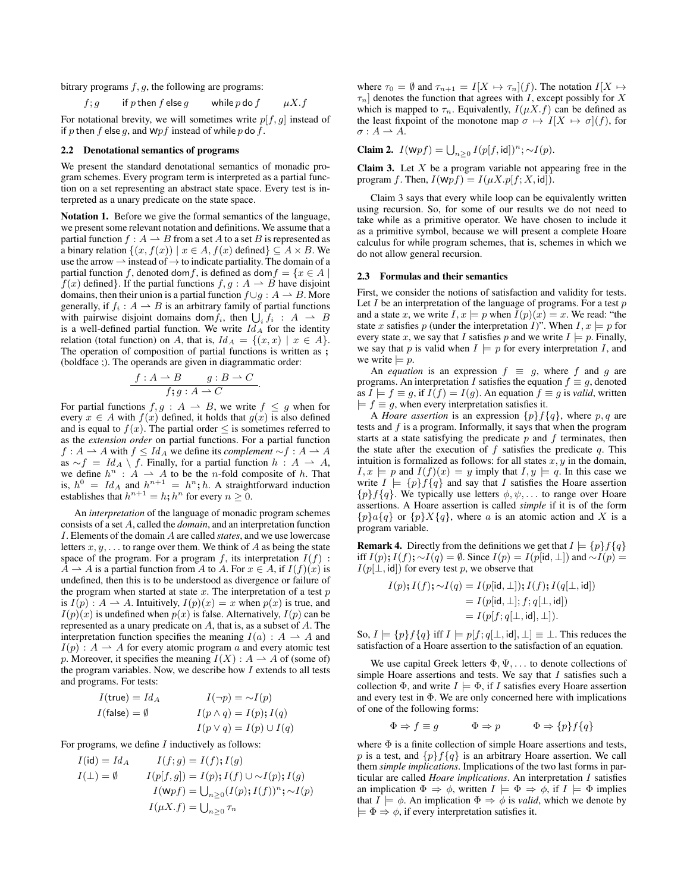bitrary programs $f, g$, the following are programs:

$$f; g \qquad \text{if } p \text{ then } f \text{ else } g \qquad \text{while } p \text{ do } f \qquad \mu X.f$$

For notational brevity, we will sometimes write $p[f, g]$ instead of if $p$ then $f$ else $g$, and $\mathsf{W}pf$ instead of while $p$ do $f$.

### 2.2 Denotational semantics of programs

We present the standard denotational semantics of monadic program schemes. Every program term is interpreted as a partial function on a set representing an abstract state space. Every test is interpreted as a unary predicate on the state space.

**Notation 1.** Before we give the formal semantics of the language, we present some relevant notation and definitions. We assume that a partial function $f : A \rightharpoonup B$ from a set $A$ to a set $B$ is represented as a binary relation $\{(x, f(x)) \mid x \in A, f(x) \text{ defined}\} \subseteq A \times B$. We use the arrow $\rightharpoonup$ instead of $\to$ to indicate partiality. The domain of a partial function $f$, denoted $\mathsf{dom} f$, is defined as $\mathsf{dom} f = \{x \in A \mid f(x) \text{ defined}\}$. If the partial functions $f, g : A \rightharpoonup B$ have disjoint domains, then their union is a partial function $f \cup g : A \rightharpoonup B$. More generally, if $f_i : A \rightharpoonup B$ is an arbitrary family of partial functions with pairwise disjoint domains $\mathsf{dom} f_i$, then $\bigcup_i f_i : A \rightharpoonup B$ is a well-defined partial function. We write $Id_A$ for the identity relation (total function) on $A$, that is, $Id_A = \{(x, x) \mid x \in A\}$. The operation of composition of partial functions is written as $\boldsymbol{;}$ (boldface ;). The operands are given in diagrammatic order:

$$\frac{f : A \rightharpoonup B \qquad g : B \rightharpoonup C}{f \boldsymbol{;} g : A \rightharpoonup C}.$$

For partial functions $f, g : A \rightharpoonup B$, we write $f \leq g$ when for every $x \in A$ with $f(x)$ defined, it holds that $g(x)$ is also defined and is equal to $f(x)$. The partial order $\leq$ is sometimes referred to as the *extension order* on partial functions. For a partial function $f : A \rightharpoonup A$ with $f \leq Id_A$ we define its *complement* $\sim f : A \rightharpoonup A$ as $\sim f = Id_A \setminus f$. Finally, for a partial function $h : A \rightharpoonup A$, we define $h^n : A \rightharpoonup A$ to be the $n$-fold composite of $h$. That is, $h^0 = Id_A$ and $h^{n+1} = h^n \boldsymbol{;} h$. A straightforward induction establishes that $h^{n+1} = h \boldsymbol{;} h^n$ for every $n \geq 0$.

An *interpretation* of the language of monadic program schemes consists of a set $A$, called the *domain*, and an interpretation function $I$. Elements of the domain $A$ are called *states*, and we use lowercase letters $x, y, \ldots$ to range over them. We think of $A$ as being the state space of the program. For a program $f$, its interpretation $I(f) : A \rightharpoonup A$ is a partial function from $A$ to $A$. For $x \in A$, if $I(f)(x)$ is undefined, then this is to be understood as divergence or failure of the program when started at state $x$. The interpretation of a test $p$ is $I(p) : A \rightharpoonup A$. Intuitively, $I(p)(x) = x$ when $p(x)$ is true, and $I(p)(x)$ is undefined when $p(x)$ is false. Alternatively, $I(p)$ can be represented as a unary predicate on $A$, that is, as a subset of $A$. The interpretation function specifies the meaning $I(a) : A \rightharpoonup A$ and $I(p) : A \rightharpoonup A$ for every atomic program $a$ and every atomic test $p$. Moreover, it specifies the meaning $I(X) : A \rightharpoonup A$ of (some of) the program variables. Now, we describe how $I$ extends to all tests and programs. For tests:

$$I(\mathsf{true}) = Id_A \qquad I(\neg p) = \sim I(p)$$
$$I(\mathsf{false}) = \emptyset \qquad I(p \wedge q) = I(p) \boldsymbol{;} I(q)$$
$$I(p \vee q) = I(p) \cup I(q)$$

For programs, we define $I$ inductively as follows:

$$I(\mathsf{id}) = Id_A \qquad I(f; g) = I(f) \boldsymbol{;} I(g)$$
$$I(\perp) = \emptyset \qquad I(p[f, g]) = I(p) \boldsymbol{;} I(f) \cup \sim I(p) \boldsymbol{;} I(g)$$
$$I(\mathsf{W}pf) = \textstyle\bigcup_{n \geq 0} (I(p) \boldsymbol{;} I(f))^n \boldsymbol{;} \sim I(p)$$
$$I(\mu X.f) = \textstyle\bigcup_{n \geq 0} \tau_n$$

where $\tau_0 = \emptyset$ and $\tau_{n+1} = I[X \mapsto \tau_n](f)$. The notation $I[X \mapsto \tau_n]$ denotes the function that agrees with $I$, except possibly for $X$ which is mapped to $\tau_n$. Equivalently, $I(\mu X.f)$ can be defined as the least fixpoint of the monotone map $\sigma \mapsto I[X \mapsto \sigma](f)$, for $\sigma : A \rightharpoonup A$.

**Claim 2.** $I(\mathsf{W}pf) = \bigcup_{n \geq 0} I(p[f, \mathsf{id}])^n \boldsymbol{;} \sim I(p)$.

**Claim 3.** Let $X$ be a program variable not appearing free in the program $f$. Then, $I(\mathsf{W}pf) = I(\mu X.p[f; X, \mathsf{id}])$.

Claim 3 says that every while loop can be equivalently written using recursion. So, for some of our results we do not need to take while as a primitive operator. We have chosen to include it as a primitive symbol, because we will present a complete Hoare calculus for while program schemes, that is, schemes in which we do not allow general recursion.

### 2.3 Formulas and their semantics

First, we consider the notions of satisfaction and validity for tests. Let $I$ be an interpretation of the language of programs. For a test $p$ and a state $x$, we write $I, x \models p$ when $I(p)(x) = x$. We read: "the state $x$ satisfies $p$ (under the interpretation $I$)". When $I, x \models p$ for every state $x$, we say that $I$ satisfies $p$ and we write $I \models p$. Finally, we say that $p$ is valid when $I \models p$ for every interpretation $I$, and we write $\models p$.

An *equation* is an expression $f \equiv g$, where $f$ and $g$ are programs. An interpretation $I$ satisfies the equation $f \equiv g$, denoted as $I \models f \equiv g$, if $I(f) = I(g)$. An equation $f \equiv g$ is *valid*, written $\models f \equiv g$, when every interpretation satisfies it.

A *Hoare assertion* is an expression $\{p\}f\{q\}$, where $p, q$ are tests and $f$ is a program. Informally, it says that when the program starts at a state satisfying the predicate $p$ and $f$ terminates, then the state after the execution of $f$ satisfies the predicate $q$. This intuition is formalized as follows: for all states $x, y$ in the domain, $I, x \models p$ and $I(f)(x) = y$ imply that $I, y \models q$. In this case we write $I \models \{p\}f\{q\}$ and say that $I$ satisfies the Hoare assertion $\{p\}f\{q\}$. We typically use letters $\phi, \psi, \ldots$ to range over Hoare assertions. A Hoare assertion is called *simple* if it is of the form $\{p\}a\{q\}$ or $\{p\}X\{q\}$, where $a$ is an atomic action and $X$ is a program variable.

**Remark 4.** Directly from the definitions we get that $I \models \{p\}f\{q\}$ iff $I(p) \boldsymbol{;} I(f) \boldsymbol{;} \sim I(q) = \emptyset$. Since $I(p) = I(p[\mathsf{id}, \perp])$ and $\sim I(p) = I(p[\perp, \mathsf{id}])$ for every test $p$, we observe that

$$\begin{aligned} I(p) \boldsymbol{;} I(f) \boldsymbol{;} \sim I(q) &= I(p[\mathsf{id}, \perp]) \boldsymbol{;} I(f) \boldsymbol{;} I(q[\perp, \mathsf{id}]) \\ &= I(p[\mathsf{id}, \perp]; f; q[\perp, \mathsf{id}]) \\ &= I(p[f; q[\perp, \mathsf{id}], \perp]). \end{aligned}$$

So, $I \models \{p\}f\{q\}$ iff $I \models p[f; q[\perp, \mathsf{id}], \perp] \equiv \perp$. This reduces the satisfaction of a Hoare assertion to the satisfaction of an equation.

We use capital Greek letters $\Phi, \Psi, \ldots$ to denote collections of simple Hoare assertions and tests. We say that $I$ satisfies such a collection $\Phi$, and write $I \models \Phi$, if $I$ satisfies every Hoare assertion and every test in $\Phi$. We are only concerned here with implications of one of the following forms:

$$\Phi \Rightarrow f \equiv g \qquad \Phi \Rightarrow p \qquad \Phi \Rightarrow \{p\}f\{q\}$$

where $\Phi$ is a finite collection of simple Hoare assertions and tests, $p$ is a test, and $\{p\}f\{q\}$ is an arbitrary Hoare assertion. We call them *simple implications*. Implications of the two last forms in particular are called *Hoare implications*. An interpretation $I$ satisfies an implication $\Phi \Rightarrow \phi$, written $I \models \Phi \Rightarrow \phi$, if $I \models \Phi$ implies that $I \models \phi$. An implication $\Phi \Rightarrow \phi$ is *valid*, which we denote by $\models \Phi \Rightarrow \phi$, if every interpretation satisfies it.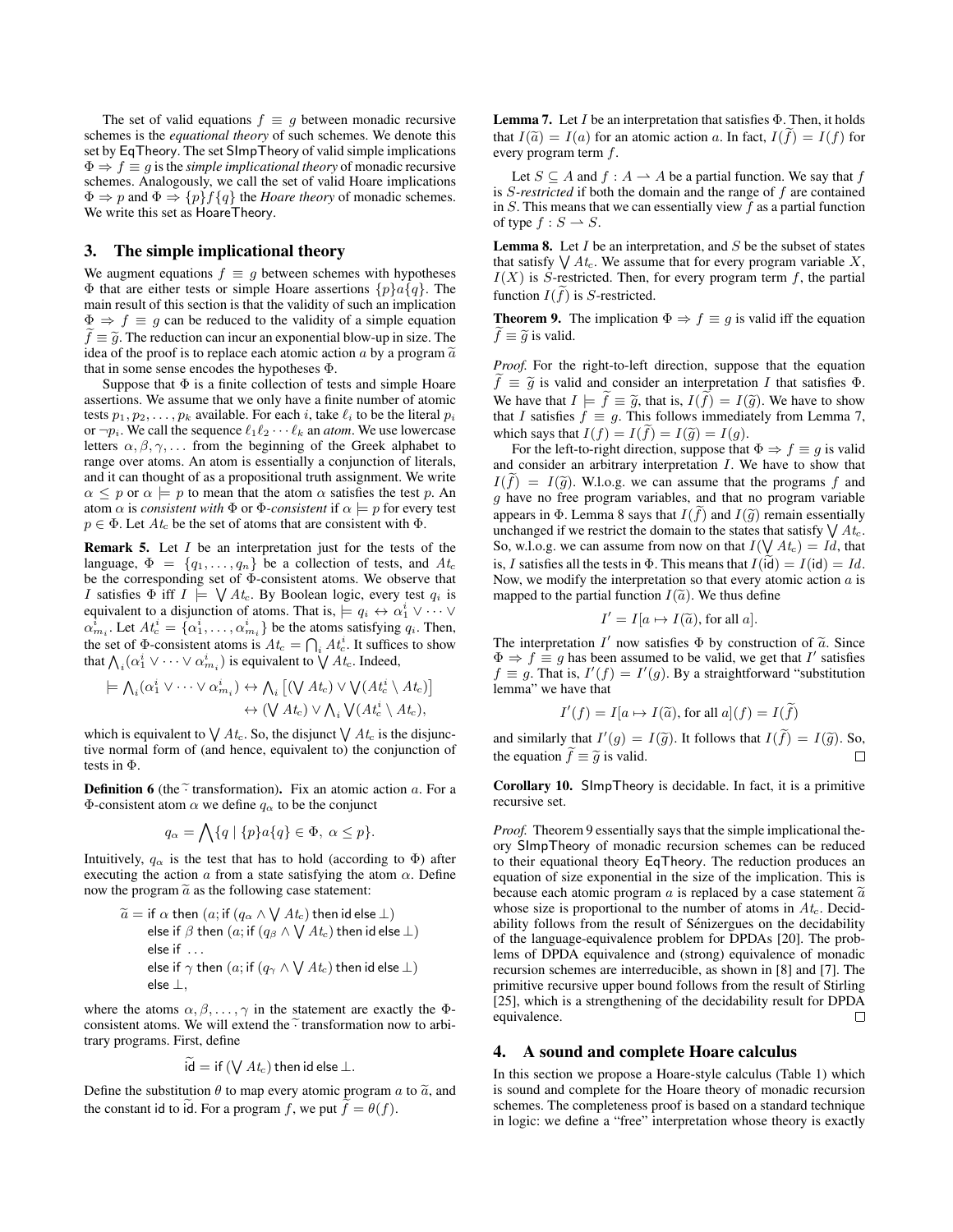The set of valid equations $f \equiv g$ between monadic recursive schemes is the *equational theory* of such schemes. We denote this set by $\mathsf{EqTheory}$. The set $\mathsf{SImpTheory}$ of valid simple implications $\Phi \Rightarrow f \equiv g$ is the *simple implicational theory* of monadic recursive schemes. Analogously, we call the set of valid Hoare implications $\Phi \Rightarrow p$ and $\Phi \Rightarrow \{p\}f\{q\}$ the *Hoare theory* of monadic schemes. We write this set as $\mathsf{HoareTheory}$.

## 3. The simple implicational theory

We augment equations $f \equiv g$ between schemes with hypotheses $\Phi$ that are either tests or simple Hoare assertions $\{p\}a\{q\}$. The main result of this section is that the validity of such an implication $\Phi \Rightarrow f \equiv g$ can be reduced to the validity of a simple equation $\widetilde{f} \equiv \widetilde{g}$. The reduction can incur an exponential blow-up in size. The idea of the proof is to replace each atomic action $a$ by a program $\widetilde{a}$ that in some sense encodes the hypotheses $\Phi$.

Suppose that $\Phi$ is a finite collection of tests and simple Hoare assertions. We assume that we only have a finite number of atomic tests $p_1, p_2, \ldots, p_k$ available. For each $i$, take $\ell_i$ to be the literal $p_i$ or $\neg p_i$. We call the sequence $\ell_1 \ell_2 \cdots \ell_k$ an *atom*. We use lowercase letters $\alpha, \beta, \gamma, \ldots$ from the beginning of the Greek alphabet to range over atoms. An atom is essentially a conjunction of literals, and it can thought of as a propositional truth assignment. We write $\alpha \leq p$ or $\alpha \models p$ to mean that the atom $\alpha$ satisfies the test $p$. An atom $\alpha$ is *consistent with* $\Phi$ or $\Phi$-*consistent* if $\alpha \models p$ for every test $p \in \Phi$. Let $At_c$ be the set of atoms that are consistent with $\Phi$.

**Remark 5.** Let $I$ be an interpretation just for the tests of the language, $\Phi = \{q_1, \ldots, q_n\}$ be a collection of tests, and $At_c$ be the corresponding set of $\Phi$-consistent atoms. We observe that $I$ satisfies $\Phi$ iff $I \models \bigvee At_c$. By Boolean logic, every test $q_i$ is equivalent to a disjunction of atoms. That is, $\models q_i \leftrightarrow \alpha_1^i \vee \cdots \vee \alpha_{m_i}^i$. Let $At_c^i = \{\alpha_1^i, \ldots, \alpha_{m_i}^i\}$ be the atoms satisfying $q_i$. Then, the set of $\Phi$-consistent atoms is $At_c = \bigcap_i At_c^i$. It suffices to show that $\bigwedge_i (\alpha_1^i \vee \cdots \vee \alpha_{m_i}^i)$ is equivalent to $\bigvee At_c$. Indeed,

$$\models \textstyle\bigwedge_i (\alpha_1^i \vee \cdots \vee \alpha_{m_i}^i) \leftrightarrow \bigwedge_i \left[ (\bigvee At_c) \vee \bigvee (At_c^i \setminus At_c) \right]$$
$$\leftrightarrow (\textstyle\bigvee At_c) \vee \bigwedge_i \bigvee (At_c^i \setminus At_c),$$

which is equivalent to $\bigvee At_c$. So, the disjunct $\bigvee At_c$ is the disjunctive normal form of (and hence, equivalent to) the conjunction of tests in $\Phi$.

**Definition 6** (the $\widetilde{\cdot}$ transformation)**.** Fix an atomic action $a$. For a $\Phi$-consistent atom $\alpha$ we define $q_\alpha$ to be the conjunct

$$q_\alpha = \textstyle\bigwedge \{q \mid \{p\}a\{q\} \in \Phi,\ \alpha \leq p\}.$$

Intuitively, $q_\alpha$ is the test that has to hold (according to $\Phi$) after executing the action $a$ from a state satisfying the atom $\alpha$. Define now the program $\widetilde{a}$ as the following case statement:

$$\begin{aligned}
\widetilde{a} = {} & \mathsf{if}\ \alpha\ \mathsf{then}\ (a; \mathsf{if}\ (q_\alpha \wedge \textstyle\bigvee At_c)\ \mathsf{then}\ \mathsf{id}\ \mathsf{else}\ \bot) \\
& \mathsf{else}\ \mathsf{if}\ \beta\ \mathsf{then}\ (a; \mathsf{if}\ (q_\beta \wedge \textstyle\bigvee At_c)\ \mathsf{then}\ \mathsf{id}\ \mathsf{else}\ \bot) \\
& \mathsf{else}\ \mathsf{if}\ \ldots \\
& \mathsf{else}\ \mathsf{if}\ \gamma\ \mathsf{then}\ (a; \mathsf{if}\ (q_\gamma \wedge \textstyle\bigvee At_c)\ \mathsf{then}\ \mathsf{id}\ \mathsf{else}\ \bot) \\
& \mathsf{else}\ \bot,
\end{aligned}$$

where the atoms $\alpha, \beta, \ldots, \gamma$ in the statement are exactly the $\Phi$-consistent atoms. We will extend the $\widetilde{\cdot}$ transformation now to arbitrary programs. First, define

$$\widetilde{\mathsf{id}} = \mathsf{if}\ (\textstyle\bigvee At_c)\ \mathsf{then}\ \mathsf{id}\ \mathsf{else}\ \bot.$$

Define the substitution $\theta$ to map every atomic program $a$ to $\widetilde{a}$, and the constant $\mathsf{id}$ to $\widetilde{\mathsf{id}}$. For a program $f$, we put $\widetilde{f} = \theta(f)$.

**Lemma 7.** Let $I$ be an interpretation that satisfies $\Phi$. Then, it holds that $I(\widetilde{a}) = I(a)$ for an atomic action $a$. In fact, $I(\widetilde{f}) = I(f)$ for every program term $f$.

Let $S \subseteq A$ and $f : A \rightharpoonup A$ be a partial function. We say that $f$ is $S$*-restricted* if both the domain and the range of $f$ are contained in $S$. This means that we can essentially view $f$ as a partial function of type $f : S \rightharpoonup S$.

**Lemma 8.** Let $I$ be an interpretation, and $S$ be the subset of states that satisfy $\bigvee At_c$. We assume that for every program variable $X$, $I(X)$ is $S$-restricted. Then, for every program term $f$, the partial function $I(\widetilde{f})$ is $S$-restricted.

**Theorem 9.** The implication $\Phi \Rightarrow f \equiv g$ is valid iff the equation $\widetilde{f} \equiv \widetilde{g}$ is valid.

*Proof.* For the right-to-left direction, suppose that the equation $\widetilde{f} \equiv \widetilde{g}$ is valid and consider an interpretation $I$ that satisfies $\Phi$. We have that $I \models \widetilde{f} \equiv \widetilde{g}$, that is, $I(\widetilde{f}) = I(\widetilde{g})$. We have to show that $I$ satisfies $f \equiv g$. This follows immediately from Lemma 7, which says that $I(f) = I(\widetilde{f}) = I(\widetilde{g}) = I(g)$.

For the left-to-right direction, suppose that $\Phi \Rightarrow f \equiv g$ is valid and consider an arbitrary interpretation $I$. We have to show that $I(\widetilde{f}) = I(\widetilde{g})$. W.l.o.g. we can assume that the programs $f$ and $g$ have no free program variables, and that no program variable appears in $\Phi$. Lemma 8 says that $I(\widetilde{f})$ and $I(\widetilde{g})$ remain essentially unchanged if we restrict the domain to the states that satisfy $\bigvee At_c$. So, w.l.o.g. we can assume from now on that $I(\bigvee At_c) = Id$, that is, $I$ satisfies all the tests in $\Phi$. This means that $I(\widetilde{\mathsf{id}}) = I(\mathsf{id}) = Id$. Now, we modify the interpretation so that every atomic action $a$ is mapped to the partial function $I(\widetilde{a})$. We thus define

$$I' = I[a \mapsto I(\widetilde{a}), \text{ for all } a].$$

The interpretation $I'$ now satisfies $\Phi$ by construction of $\widetilde{a}$. Since $\Phi \Rightarrow f \equiv g$ has been assumed to be valid, we get that $I'$ satisfies $f \equiv g$. That is, $I'(f) = I'(g)$. By a straightforward "substitution lemma" we have that

$$I'(f) = I[a \mapsto I(\widetilde{a}), \text{ for all } a](f) = I(\widetilde{f})$$

and similarly that $I'(g) = I(\widetilde{g})$. It follows that $I(\widetilde{f}) = I(\widetilde{g})$. So, the equation $\widetilde{f} \equiv \widetilde{g}$ is valid. $\square$

**Corollary 10.** $\mathsf{SImpTheory}$ is decidable. In fact, it is a primitive recursive set.

*Proof.* Theorem 9 essentially says that the simple implicational theory $\mathsf{SImpTheory}$ of monadic recursion schemes can be reduced to their equational theory $\mathsf{EqTheory}$. The reduction produces an equation of size exponential in the size of the implication. This is because each atomic program $a$ is replaced by a case statement $\widetilde{a}$ whose size is proportional to the number of atoms in $At_c$. Decidability follows from the result of Sénizergues on the decidability of the language-equivalence problem for DPDAs [20]. The problems of DPDA equivalence and (strong) equivalence of monadic recursion schemes are interreducible, as shown in [8] and [7]. The primitive recursive upper bound follows from the result of Stirling [25], which is a strengthening of the decidability result for DPDA equivalence. $\square$

## 4. A sound and complete Hoare calculus

In this section we propose a Hoare-style calculus (Table 1) which is sound and complete for the Hoare theory of monadic recursion schemes. The completeness proof is based on a standard technique in logic: we define a "free" interpretation whose theory is exactly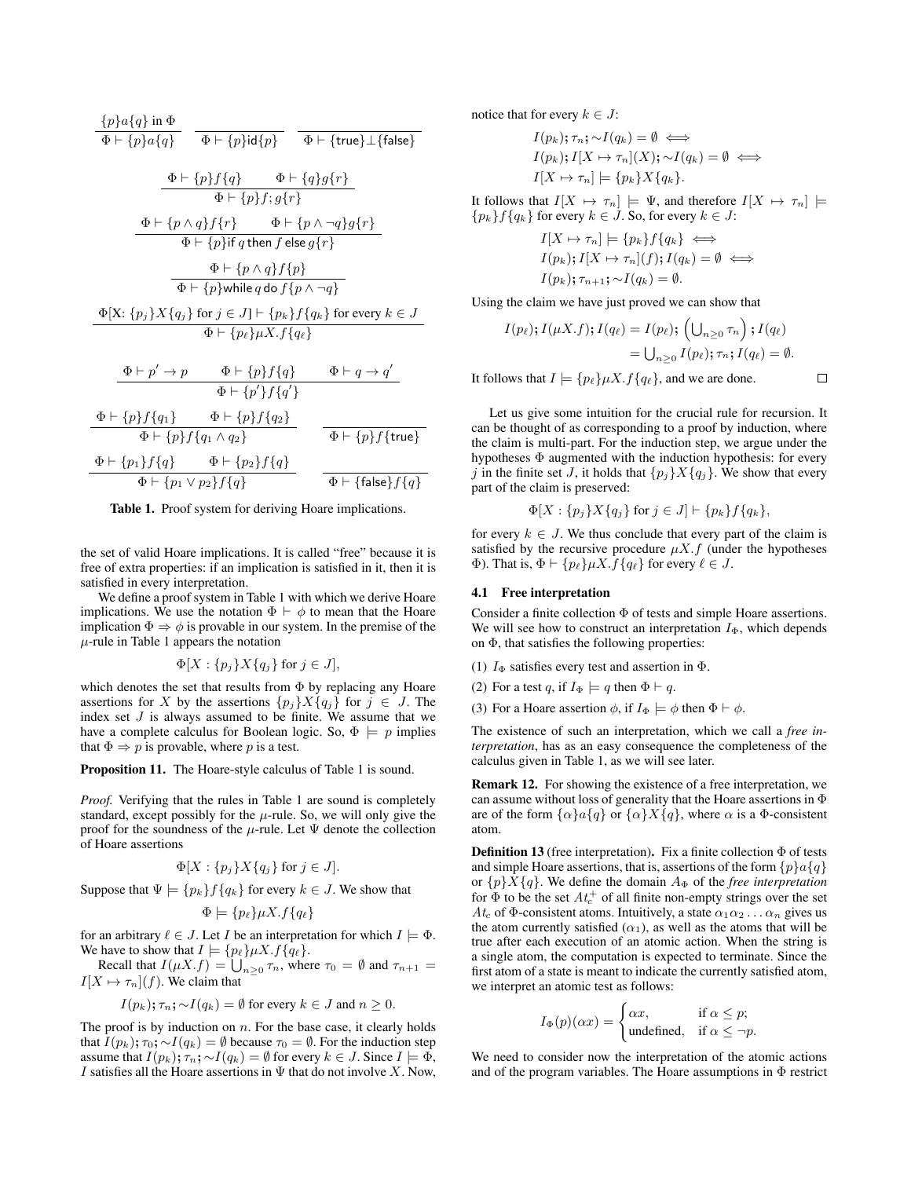$$\frac{\{p\}a\{q\} \text{ in } \Phi}{\Phi \vdash \{p\}a\{q\}} \qquad \frac{}{\Phi \vdash \{p\}\mathsf{id}\{p\}} \qquad \frac{}{\Phi \vdash \{\mathsf{true}\}\bot\{\mathsf{false}\}}$$

$$\frac{\Phi \vdash \{p\}f\{q\} \qquad \Phi \vdash \{q\}g\{r\}}{\Phi \vdash \{p\}f;g\{r\}}$$

$$\frac{\Phi \vdash \{p \wedge q\}f\{r\} \qquad \Phi \vdash \{p \wedge \neg q\}g\{r\}}{\Phi \vdash \{p\}\mathsf{if}\ q\ \mathsf{then}\ f\ \mathsf{else}\ g\{r\}}$$

$$\frac{\Phi \vdash \{p \wedge q\}f\{p\}}{\Phi \vdash \{p\}\mathsf{while}\ q\ \mathsf{do}\ f\{p \wedge \neg q\}}$$

$$\frac{\Phi[X\colon \{p_j\}X\{q_j\} \text{ for } j \in J] \vdash \{p_k\}f\{q_k\} \text{ for every } k \in J}{\Phi \vdash \{p_\ell\}\mu X.f\{q_\ell\}}$$

$$\frac{\Phi \vdash p' \to p \qquad \Phi \vdash \{p\}f\{q\} \qquad \Phi \vdash q \to q'}{\Phi \vdash \{p'\}f\{q'\}}$$

$$\frac{\Phi \vdash \{p\}f\{q_1\} \qquad \Phi \vdash \{p\}f\{q_2\}}{\Phi \vdash \{p\}f\{q_1 \wedge q_2\}} \qquad \frac{}{\Phi \vdash \{p\}f\{\mathsf{true}\}}$$

$$\frac{\Phi \vdash \{p_1\}f\{q\} \qquad \Phi \vdash \{p_2\}f\{q\}}{\Phi \vdash \{p_1 \vee p_2\}f\{q\}} \qquad \frac{}{\Phi \vdash \{\mathsf{false}\}f\{q\}}$$

**Table 1.** Proof system for deriving Hoare implications.

the set of valid Hoare implications. It is called "free" because it is free of extra properties: if an implication is satisfied in it, then it is satisfied in every interpretation.

We define a proof system in Table 1 with which we derive Hoare implications. We use the notation $\Phi \vdash \phi$ to mean that the Hoare implication $\Phi \Rightarrow \phi$ is provable in our system. In the premise of the $\mu$-rule in Table 1 appears the notation

$$\Phi[X : \{p_j\}X\{q_j\} \text{ for } j \in J],$$

which denotes the set that results from $\Phi$ by replacing any Hoare assertions for $X$ by the assertions $\{p_j\}X\{q_j\}$ for $j \in J$. The index set $J$ is always assumed to be finite. We assume that we have a complete calculus for Boolean logic. So, $\Phi \models p$ implies that $\Phi \Rightarrow p$ is provable, where $p$ is a test.

**Proposition 11.** The Hoare-style calculus of Table 1 is sound.

*Proof.* Verifying that the rules in Table 1 are sound is completely standard, except possibly for the $\mu$-rule. So, we will only give the proof for the soundness of the $\mu$-rule. Let $\Psi$ denote the collection of Hoare assertions

$$\Phi[X : \{p_j\}X\{q_j\} \text{ for } j \in J].$$

Suppose that $\Psi \models \{p_k\}f\{q_k\}$ for every $k \in J$. We show that

$$\Phi \models \{p_\ell\}\mu X.f\{q_\ell\}$$

for an arbitrary $\ell \in J$. Let $I$ be an interpretation for which $I \models \Phi$. We have to show that $I \models \{p_\ell\}\mu X.f\{q_\ell\}$.

Recall that $I(\mu X.f) = \bigcup_{n \geq 0} \tau_n$, where $\tau_0 = \emptyset$ and $\tau_{n+1} = I[X \mapsto \tau_n](f)$. We claim that

$$I(p_k); \tau_n; {\sim}I(q_k) = \emptyset \text{ for every } k \in J \text{ and } n \geq 0.$$

The proof is by induction on $n$. For the base case, it clearly holds that $I(p_k); \tau_0; {\sim}I(q_k) = \emptyset$ because $\tau_0 = \emptyset$. For the induction step assume that $I(p_k); \tau_n; {\sim}I(q_k) = \emptyset$ for every $k \in J$. Since $I \models \Phi$, $I$ satisfies all the Hoare assertions in $\Psi$ that do not involve $X$. Now, notice that for every $k \in J$:

$$\begin{aligned}
&I(p_k); \tau_n; {\sim}I(q_k) = \emptyset \iff \\
&I(p_k); I[X \mapsto \tau_n](X); {\sim}I(q_k) = \emptyset \iff \\
&I[X \mapsto \tau_n] \models \{p_k\}X\{q_k\}.
\end{aligned}$$

It follows that $I[X \mapsto \tau_n] \models \Psi$, and therefore $I[X \mapsto \tau_n] \models \{p_k\}f\{q_k\}$ for every $k \in J$. So, for every $k \in J$:

$$\begin{aligned}
&I[X \mapsto \tau_n] \models \{p_k\}f\{q_k\} \iff \\
&I(p_k); I[X \mapsto \tau_n](f); I(q_k) = \emptyset \iff \\
&I(p_k); \tau_{n+1}; {\sim}I(q_k) = \emptyset.
\end{aligned}$$

Using the claim we have just proved we can show that

$$\begin{aligned}
I(p_\ell); I(\mu X.f); I(q_\ell) &= I(p_\ell); \left(\textstyle\bigcup_{n \geq 0} \tau_n\right); I(q_\ell) \\
&= \textstyle\bigcup_{n \geq 0} I(p_\ell); \tau_n; I(q_\ell) = \emptyset.
\end{aligned}$$

It follows that $I \models \{p_\ell\}\mu X.f\{q_\ell\}$, and we are done. ☐

Let us give some intuition for the crucial rule for recursion. It can be thought of as corresponding to a proof by induction, where the claim is multi-part. For the induction step, we argue under the hypotheses $\Phi$ augmented with the induction hypothesis: for every $j$ in the finite set $J$, it holds that $\{p_j\}X\{q_j\}$. We show that every part of the claim is preserved:

$$\Phi[X : \{p_j\}X\{q_j\} \text{ for } j \in J] \vdash \{p_k\}f\{q_k\},$$

for every $k \in J$. We thus conclude that every part of the claim is satisfied by the recursive procedure $\mu X.f$ (under the hypotheses $\Phi$). That is, $\Phi \vdash \{p_\ell\}\mu X.f\{q_\ell\}$ for every $\ell \in J$.

### 4.1 Free interpretation

Consider a finite collection $\Phi$ of tests and simple Hoare assertions. We will see how to construct an interpretation $I_\Phi$, which depends on $\Phi$, that satisfies the following properties:

(1) $I_\Phi$ satisfies every test and assertion in $\Phi$.

(2) For a test $q$, if $I_\Phi \models q$ then $\Phi \vdash q$.

(3) For a Hoare assertion $\phi$, if $I_\Phi \models \phi$ then $\Phi \vdash \phi$.

The existence of such an interpretation, which we call a *free interpretation*, has as an easy consequence the completeness of the calculus given in Table 1, as we will see later.

**Remark 12.** For showing the existence of a free interpretation, we can assume without loss of generality that the Hoare assertions in $\Phi$ are of the form $\{\alpha\}a\{q\}$ or $\{\alpha\}X\{q\}$, where $\alpha$ is a $\Phi$-consistent atom.

**Definition 13** (free interpretation)**.** Fix a finite collection $\Phi$ of tests and simple Hoare assertions, that is, assertions of the form $\{p\}a\{q\}$ or $\{p\}X\{q\}$. We define the domain $A_\Phi$ of the *free interpretation* for $\Phi$ to be the set $At_c^+$ of all finite non-empty strings over the set $At_c$ of $\Phi$-consistent atoms. Intuitively, a state $\alpha_1\alpha_2\ldots\alpha_n$ gives us the atom currently satisfied ($\alpha_1$), as well as the atoms that will be true after each execution of an atomic action. When the string is a single atom, the computation is expected to terminate. Since the first atom of a state is meant to indicate the currently satisfied atom, we interpret an atomic test as follows:

$$I_\Phi(p)(\alpha x) = \begin{cases} \alpha x, & \text{if } \alpha \leq p; \\ \text{undefined}, & \text{if } \alpha \leq \neg p. \end{cases}$$

We need to consider now the interpretation of the atomic actions and of the program variables. The Hoare assumptions in $\Phi$ restrict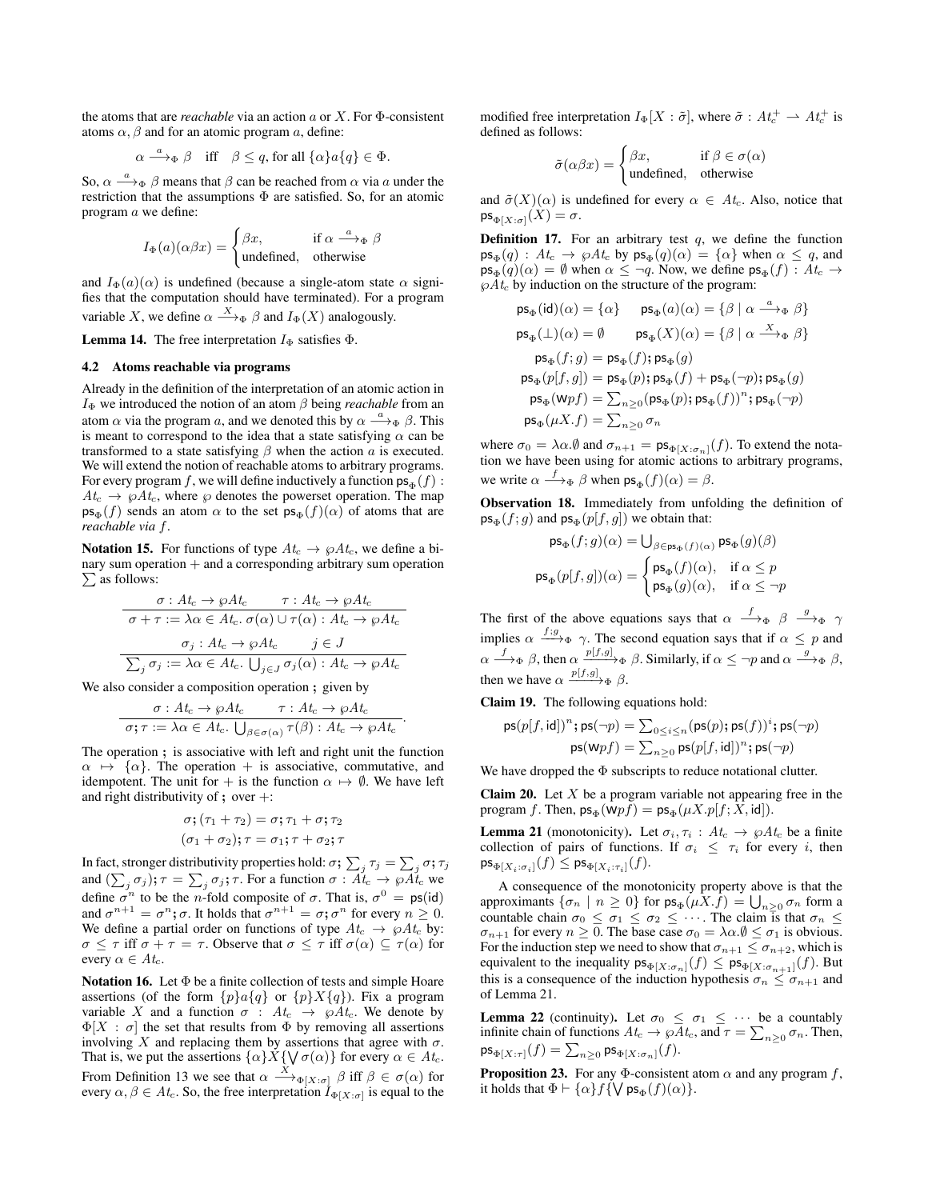the atoms that are *reachable* via an action $a$ or $X$. For $\Phi$-consistent atoms $\alpha, \beta$ and for an atomic program $a$, define:

$$\alpha \xrightarrow{a}_{\Phi} \beta \quad \text{iff} \quad \beta \leq q, \text{ for all } \{\alpha\}a\{q\} \in \Phi.$$

So, $\alpha \xrightarrow{a}_{\Phi} \beta$ means that $\beta$ can be reached from $\alpha$ via $a$ under the restriction that the assumptions $\Phi$ are satisfied. So, for an atomic program $a$ we define:

$$I_\Phi(a)(\alpha\beta x) = \begin{cases} \beta x, & \text{if } \alpha \xrightarrow{a}_{\Phi} \beta \\ \text{undefined}, & \text{otherwise} \end{cases}$$

and $I_\Phi(a)(\alpha)$ is undefined (because a single-atom state $\alpha$ signifies that the computation should have terminated). For a program variable $X$, we define $\alpha \xrightarrow{X}_{\Phi} \beta$ and $I_\Phi(X)$ analogously.

**Lemma 14.** The free interpretation $I_\Phi$ satisfies $\Phi$.

### 4.2 Atoms reachable via programs

Already in the definition of the interpretation of an atomic action in $I_\Phi$ we introduced the notion of an atom $\beta$ being *reachable* from an atom $\alpha$ via the program $a$, and we denoted this by $\alpha \xrightarrow{a}_{\Phi} \beta$. This is meant to correspond to the idea that a state satisfying $\alpha$ can be transformed to a state satisfying $\beta$ when the action $a$ is executed. We will extend the notion of reachable atoms to arbitrary programs. For every program $f$, we will define inductively a function $\mathsf{ps}_\Phi(f) : At_c \to \wp At_c$, where $\wp$ denotes the powerset operation. The map $\mathsf{ps}_\Phi(f)$ sends an atom $\alpha$ to the set $\mathsf{ps}_\Phi(f)(\alpha)$ of atoms that are *reachable via* $f$.

**Notation 15.** For functions of type $At_c \to \wp At_c$, we define a binary sum operation $+$ and a corresponding arbitrary sum operation $\sum$ as follows:

$$\frac{\sigma : At_c \to \wp At_c \qquad \tau : At_c \to \wp At_c}{\sigma + \tau := \lambda\alpha \in At_c.\, \sigma(\alpha) \cup \tau(\alpha) : At_c \to \wp At_c}$$

$$\frac{\sigma_j : At_c \to \wp At_c \qquad j \in J}{\sum_j \sigma_j := \lambda\alpha \in At_c.\, \bigcup_{j \in J} \sigma_j(\alpha) : At_c \to \wp At_c}$$

We also consider a composition operation $;$ given by

$$\frac{\sigma : At_c \to \wp At_c \qquad \tau : At_c \to \wp At_c}{\sigma ; \tau := \lambda\alpha \in At_c.\, \bigcup_{\beta \in \sigma(\alpha)} \tau(\beta) : At_c \to \wp At_c}.$$

The operation $;$ is associative with left and right unit the function $\alpha \mapsto \{\alpha\}$. The operation $+$ is associative, commutative, and idempotent. The unit for $+$ is the function $\alpha \mapsto \emptyset$. We have left and right distributivity of $;$ over $+$:

$$\sigma ; (\tau_1 + \tau_2) = \sigma ; \tau_1 + \sigma ; \tau_2$$
$$(\sigma_1 + \sigma_2) ; \tau = \sigma_1 ; \tau + \sigma_2 ; \tau$$

In fact, stronger distributivity properties hold: $\sigma ; \sum_j \tau_j = \sum_j \sigma ; \tau_j$ and $(\sum_j \sigma_j) ; \tau = \sum_j \sigma_j ; \tau$. For a function $\sigma : At_c \to \wp At_c$ we define $\sigma^n$ to be the $n$-fold composite of $\sigma$. That is, $\sigma^0 = \mathsf{ps}(\mathsf{id})$ and $\sigma^{n+1} = \sigma^n ; \sigma$. It holds that $\sigma^{n+1} = \sigma ; \sigma^n$ for every $n \geq 0$. We define a partial order on functions of type $At_c \to \wp At_c$ by: $\sigma \leq \tau$ iff $\sigma + \tau = \tau$. Observe that $\sigma \leq \tau$ iff $\sigma(\alpha) \subseteq \tau(\alpha)$ for every $\alpha \in At_c$.

**Notation 16.** Let $\Phi$ be a finite collection of tests and simple Hoare assertions (of the form $\{p\}a\{q\}$ or $\{p\}X\{q\}$). Fix a program variable $X$ and a function $\sigma : At_c \to \wp At_c$. We denote by $\Phi[X : \sigma]$ the set that results from $\Phi$ by removing all assertions involving $X$ and replacing them by assertions that agree with $\sigma$. That is, we put the assertions $\{\alpha\}X\{\bigvee \sigma(\alpha)\}$ for every $\alpha \in At_c$. From Definition 13 we see that $\alpha \xrightarrow{X}_{\Phi[X:\sigma]} \beta$ iff $\beta \in \sigma(\alpha)$ for every $\alpha, \beta \in At_c$. So, the free interpretation $I_{\Phi[X:\sigma]}$ is equal to the modified free interpretation $I_\Phi[X : \tilde{\sigma}]$, where $\tilde{\sigma} : At_c^+ \rightharpoonup At_c^+$ is defined as follows:

$$\tilde{\sigma}(\alpha\beta x) = \begin{cases} \beta x, & \text{if } \beta \in \sigma(\alpha) \\ \text{undefined}, & \text{otherwise} \end{cases}$$

and $\tilde{\sigma}(X)(\alpha)$ is undefined for every $\alpha \in At_c$. Also, notice that $\mathsf{ps}_{\Phi[X:\sigma]}(X) = \sigma$.

**Definition 17.** For an arbitrary test $q$, we define the function $\mathsf{ps}_\Phi(q) : At_c \to \wp At_c$ by $\mathsf{ps}_\Phi(q)(\alpha) = \{\alpha\}$ when $\alpha \leq q$, and $\mathsf{ps}_\Phi(q)(\alpha) = \emptyset$ when $\alpha \leq \neg q$. Now, we define $\mathsf{ps}_\Phi(f) : At_c \to \wp At_c$ by induction on the structure of the program:

$$\mathsf{ps}_\Phi(\mathsf{id})(\alpha) = \{\alpha\} \qquad \mathsf{ps}_\Phi(a)(\alpha) = \{\beta \mid \alpha \xrightarrow{a}_{\Phi} \beta\}$$
$$\mathsf{ps}_\Phi(\bot)(\alpha) = \emptyset \qquad \mathsf{ps}_\Phi(X)(\alpha) = \{\beta \mid \alpha \xrightarrow{X}_{\Phi} \beta\}$$
$$\mathsf{ps}_\Phi(f ; g) = \mathsf{ps}_\Phi(f) ; \mathsf{ps}_\Phi(g)$$
$$\mathsf{ps}_\Phi(p[f, g]) = \mathsf{ps}_\Phi(p) ; \mathsf{ps}_\Phi(f) + \mathsf{ps}_\Phi(\neg p) ; \mathsf{ps}_\Phi(g)$$
$$\mathsf{ps}_\Phi(\mathsf{W}pf) = \textstyle\sum_{n \geq 0} (\mathsf{ps}_\Phi(p) ; \mathsf{ps}_\Phi(f))^n ; \mathsf{ps}_\Phi(\neg p)$$
$$\mathsf{ps}_\Phi(\mu X.f) = \textstyle\sum_{n \geq 0} \sigma_n$$

where $\sigma_0 = \lambda\alpha.\emptyset$ and $\sigma_{n+1} = \mathsf{ps}_{\Phi[X:\sigma_n]}(f)$. To extend the notation we have been using for atomic actions to arbitrary programs, we write $\alpha \xrightarrow{f}_{\Phi} \beta$ when $\mathsf{ps}_\Phi(f)(\alpha) = \beta$.

**Observation 18.** Immediately from unfolding the definition of $\mathsf{ps}_\Phi(f ; g)$ and $\mathsf{ps}_\Phi(p[f, g])$ we obtain that:

$$\mathsf{ps}_\Phi(f ; g)(\alpha) = \textstyle\bigcup_{\beta \in \mathsf{ps}_\Phi(f)(\alpha)} \mathsf{ps}_\Phi(g)(\beta)$$

$$\mathsf{ps}_\Phi(p[f, g])(\alpha) = \begin{cases} \mathsf{ps}_\Phi(f)(\alpha), & \text{if } \alpha \leq p \\ \mathsf{ps}_\Phi(g)(\alpha), & \text{if } \alpha \leq \neg p \end{cases}$$

The first of the above equations says that $\alpha \xrightarrow{f}_{\Phi} \beta \xrightarrow{g}_{\Phi} \gamma$ implies $\alpha \xrightarrow{f;g}_{\Phi} \gamma$. The second equation says that if $\alpha \leq p$ and $\alpha \xrightarrow{f}_{\Phi} \beta$, then $\alpha \xrightarrow{p[f,g]}_{\Phi} \beta$. Similarly, if $\alpha \leq \neg p$ and $\alpha \xrightarrow{g}_{\Phi} \beta$, then we have $\alpha \xrightarrow{p[f,g]}_{\Phi} \beta$.

**Claim 19.** The following equations hold:

$$\mathsf{ps}(p[f, \mathsf{id}])^n ; \mathsf{ps}(\neg p) = \textstyle\sum_{0 \leq i \leq n} (\mathsf{ps}(p) ; \mathsf{ps}(f))^i ; \mathsf{ps}(\neg p)$$
$$\mathsf{ps}(\mathsf{W}pf) = \textstyle\sum_{n \geq 0} \mathsf{ps}(p[f, \mathsf{id}])^n ; \mathsf{ps}(\neg p)$$

We have dropped the $\Phi$ subscripts to reduce notational clutter.

**Claim 20.** Let $X$ be a program variable not appearing free in the program $f$. Then, $\mathsf{ps}_\Phi(\mathsf{W}pf) = \mathsf{ps}_\Phi(\mu X.p[f; X, \mathsf{id}])$.

**Lemma 21** (monotonicity)**.** Let $\sigma_i, \tau_i : At_c \to \wp At_c$ be a finite collection of pairs of functions. If $\sigma_i \leq \tau_i$ for every $i$, then $\mathsf{ps}_{\Phi[X_i:\sigma_i]}(f) \leq \mathsf{ps}_{\Phi[X_i:\tau_i]}(f)$.

A consequence of the monotonicity property above is that the approximants $\{\sigma_n \mid n \geq 0\}$ for $\mathsf{ps}_\Phi(\mu X.f) = \bigcup_{n \geq 0} \sigma_n$ form a countable chain $\sigma_0 \leq \sigma_1 \leq \sigma_2 \leq \cdots$. The claim is that $\sigma_n \leq \sigma_{n+1}$ for every $n \geq 0$. The base case $\sigma_0 = \lambda\alpha.\emptyset \leq \sigma_1$ is obvious. For the induction step we need to show that $\sigma_{n+1} \leq \sigma_{n+2}$, which is equivalent to the inequality $\mathsf{ps}_{\Phi[X:\sigma_n]}(f) \leq \mathsf{ps}_{\Phi[X:\sigma_{n+1}]}(f)$. But this is a consequence of the induction hypothesis $\sigma_n \leq \sigma_{n+1}$ and of Lemma 21.

**Lemma 22** (continuity)**.** Let $\sigma_0 \leq \sigma_1 \leq \cdots$ be a countably infinite chain of functions $At_c \to \wp At_c$, and $\tau = \sum_{n \geq 0} \sigma_n$. Then, $\mathsf{ps}_{\Phi[X:\tau]}(f) = \sum_{n \geq 0} \mathsf{ps}_{\Phi[X:\sigma_n]}(f)$.

**Proposition 23.** For any $\Phi$-consistent atom $\alpha$ and any program $f$, it holds that $\Phi \vdash \{\alpha\}f\{\bigvee \mathsf{ps}_\Phi(f)(\alpha)\}$.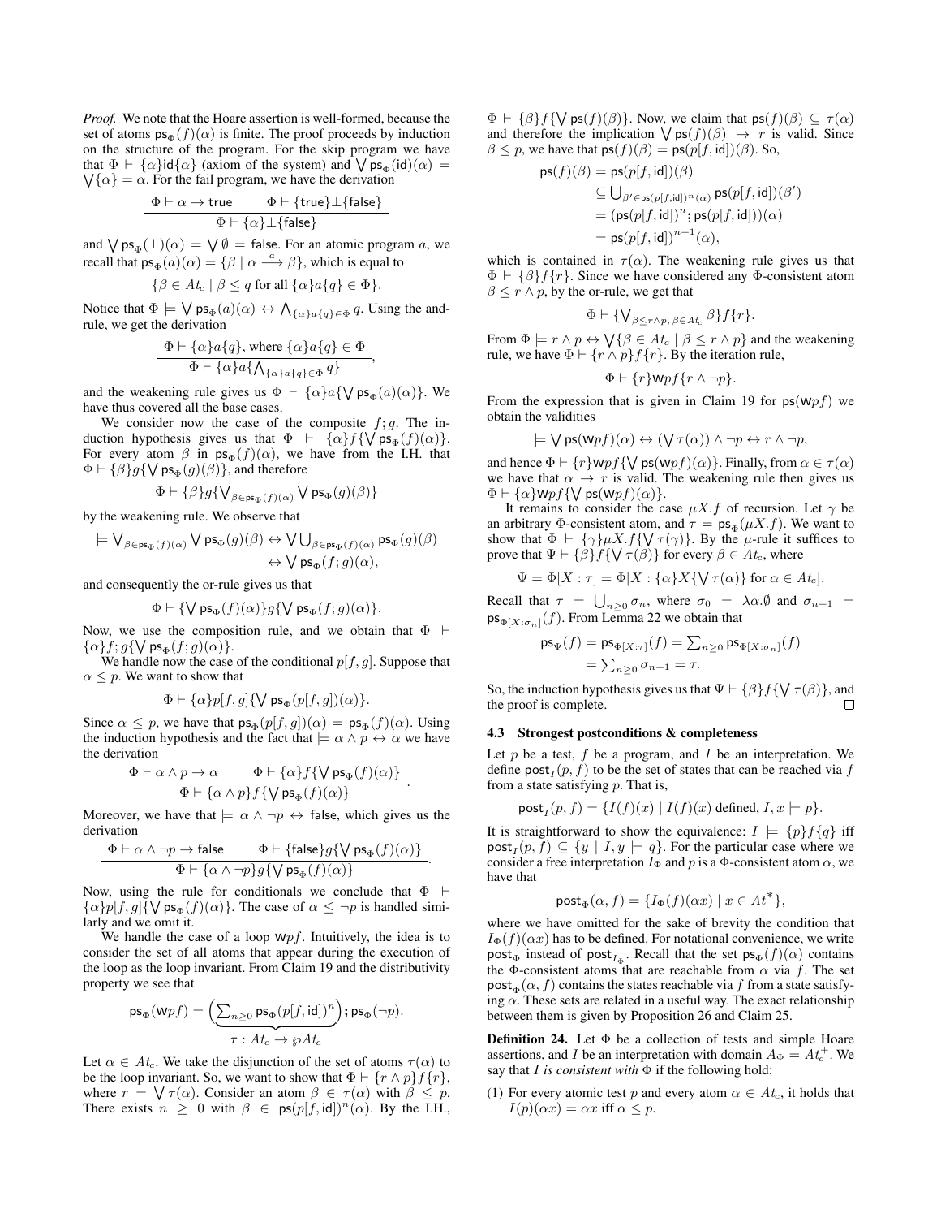*Proof.* We note that the Hoare assertion is well-formed, because the set of atoms $\mathsf{ps}_\Phi(f)(\alpha)$ is finite. The proof proceeds by induction on the structure of the program. For the skip program we have that $\Phi \vdash \{\alpha\}\mathsf{id}\{\alpha\}$ (axiom of the system) and $\bigvee \mathsf{ps}_\Phi(\mathsf{id})(\alpha) = \bigvee\{\alpha\} = \alpha$. For the fail program, we have the derivation

$$\frac{\Phi \vdash \alpha \to \mathsf{true} \qquad \Phi \vdash \{\mathsf{true}\}\bot\{\mathsf{false}\}}{\Phi \vdash \{\alpha\}\bot\{\mathsf{false}\}}$$

and $\bigvee \mathsf{ps}_\Phi(\bot)(\alpha) = \bigvee \emptyset = \mathsf{false}$. For an atomic program $a$, we recall that $\mathsf{ps}_\Phi(a)(\alpha) = \{\beta \mid \alpha \xrightarrow{a} \beta\}$, which is equal to

$$\{\beta \in At_c \mid \beta \leq q \text{ for all } \{\alpha\}a\{q\} \in \Phi\}.$$

Notice that $\Phi \models \bigvee \mathsf{ps}_\Phi(a)(\alpha) \leftrightarrow \bigwedge_{\{\alpha\}a\{q\}\in\Phi} q$. Using the and-rule, we get the derivation

$$\frac{\Phi \vdash \{\alpha\}a\{q\}, \text{ where } \{\alpha\}a\{q\} \in \Phi}{\Phi \vdash \{\alpha\}a\{\bigwedge_{\{\alpha\}a\{q\}\in\Phi} q\}},$$

and the weakening rule gives us $\Phi \vdash \{\alpha\}a\{\bigvee \mathsf{ps}_\Phi(a)(\alpha)\}$. We have thus covered all the base cases.

We consider now the case of the composite $f; g$. The induction hypothesis gives us that $\Phi \vdash \{\alpha\}f\{\bigvee \mathsf{ps}_\Phi(f)(\alpha)\}$. For every atom $\beta$ in $\mathsf{ps}_\Phi(f)(\alpha)$, we have from the I.H. that $\Phi \vdash \{\beta\}g\{\bigvee \mathsf{ps}_\Phi(g)(\beta)\}$, and therefore

$$\Phi \vdash \{\beta\}g\{\bigvee_{\beta\in\mathsf{ps}_\Phi(f)(\alpha)} \bigvee \mathsf{ps}_\Phi(g)(\beta)\}$$

by the weakening rule. We observe that

$$\begin{aligned}\models \bigvee_{\beta\in\mathsf{ps}_\Phi(f)(\alpha)} \bigvee \mathsf{ps}_\Phi(g)(\beta) &\leftrightarrow \bigvee \bigcup_{\beta\in\mathsf{ps}_\Phi(f)(\alpha)} \mathsf{ps}_\Phi(g)(\beta) \\ &\leftrightarrow \bigvee \mathsf{ps}_\Phi(f;g)(\alpha),\end{aligned}$$

and consequently the or-rule gives us that

$$\Phi \vdash \{\bigvee \mathsf{ps}_\Phi(f)(\alpha)\}g\{\bigvee \mathsf{ps}_\Phi(f;g)(\alpha)\}.$$

Now, we use the composition rule, and we obtain that $\Phi \vdash \{\alpha\}f;g\{\bigvee \mathsf{ps}_\Phi(f;g)(\alpha)\}$.

We handle now the case of the conditional $p[f,g]$. Suppose that $\alpha \leq p$. We want to show that

$$\Phi \vdash \{\alpha\}p[f,g]\{\bigvee \mathsf{ps}_\Phi(p[f,g])(\alpha)\}.$$

Since $\alpha \leq p$, we have that $\mathsf{ps}_\Phi(p[f,g])(\alpha) = \mathsf{ps}_\Phi(f)(\alpha)$. Using the induction hypothesis and the fact that $\models \alpha \wedge p \leftrightarrow \alpha$ we have the derivation

$$\frac{\Phi \vdash \alpha \wedge p \to \alpha \qquad \Phi \vdash \{\alpha\}f\{\bigvee \mathsf{ps}_\Phi(f)(\alpha)\}}{\Phi \vdash \{\alpha \wedge p\}f\{\bigvee \mathsf{ps}_\Phi(f)(\alpha)\}}.$$

Moreover, we have that $\models \alpha \wedge \neg p \leftrightarrow \mathsf{false}$, which gives us the derivation

$$\frac{\Phi \vdash \alpha \wedge \neg p \to \mathsf{false} \qquad \Phi \vdash \{\mathsf{false}\}g\{\bigvee \mathsf{ps}_\Phi(f)(\alpha)\}}{\Phi \vdash \{\alpha \wedge \neg p\}g\{\bigvee \mathsf{ps}_\Phi(f)(\alpha)\}}.$$

Now, using the rule for conditionals we conclude that $\Phi \vdash \{\alpha\}p[f,g]\{\bigvee \mathsf{ps}_\Phi(f)(\alpha)\}$. The case of $\alpha \leq \neg p$ is handled similarly and we omit it.

We handle the case of a loop $\mathsf{W}pf$. Intuitively, the idea is to consider the set of all atoms that appear during the execution of the loop as the loop invariant. From Claim 19 and the distributivity property we see that

$$\mathsf{ps}_\Phi(\mathsf{W}pf) = \underbrace{\Big(\sum_{n\geq 0} \mathsf{ps}_\Phi(p[f,\mathsf{id}])^n\Big)}_{\tau\,:\,At_c \to \wp At_c}; \mathsf{ps}_\Phi(\neg p).$$

Let $\alpha \in At_c$. We take the disjunction of the set of atoms $\tau(\alpha)$ to be the loop invariant. So, we want to show that $\Phi \vdash \{r \wedge p\}f\{r\}$, where $r = \bigvee \tau(\alpha)$. Consider an atom $\beta \in \tau(\alpha)$ with $\beta \leq p$. There exists $n \geq 0$ with $\beta \in \mathsf{ps}(p[f,\mathsf{id}])^n(\alpha)$. By the I.H., $\Phi \vdash \{\beta\}f\{\bigvee \mathsf{ps}(f)(\beta)\}$. Now, we claim that $\mathsf{ps}(f)(\beta) \subseteq \tau(\alpha)$ and therefore the implication $\bigvee \mathsf{ps}(f)(\beta) \to r$ is valid. Since $\beta \leq p$, we have that $\mathsf{ps}(f)(\beta) = \mathsf{ps}(p[f,\mathsf{id}])(\beta)$. So,

$$\begin{aligned}\mathsf{ps}(f)(\beta) &= \mathsf{ps}(p[f,\mathsf{id}])(\beta) \\ &\subseteq \textstyle\bigcup_{\beta'\in\mathsf{ps}(p[f,\mathsf{id}])^n(\alpha)} \mathsf{ps}(p[f,\mathsf{id}])(\beta') \\ &= (\mathsf{ps}(p[f,\mathsf{id}])^n; \mathsf{ps}(p[f,\mathsf{id}]))(\alpha) \\ &= \mathsf{ps}(p[f,\mathsf{id}])^{n+1}(\alpha),\end{aligned}$$

which is contained in $\tau(\alpha)$. The weakening rule gives us that $\Phi \vdash \{\beta\}f\{r\}$. Since we have considered any $\Phi$-consistent atom $\beta \leq r \wedge p$, by the or-rule, we get that

$$\Phi \vdash \{\bigvee_{\beta\leq r\wedge p,\, \beta\in At_c} \beta\}f\{r\}.$$

From $\Phi \models r \wedge p \leftrightarrow \bigvee\{\beta \in At_c \mid \beta \leq r \wedge p\}$ and the weakening rule, we have $\Phi \vdash \{r \wedge p\}f\{r\}$. By the iteration rule,

$$\Phi \vdash \{r\}\mathsf{W}pf\{r \wedge \neg p\}.$$

From the expression that is given in Claim 19 for $\mathsf{ps}(\mathsf{W}pf)$ we obtain the validities

$$\models \bigvee \mathsf{ps}(\mathsf{W}pf)(\alpha) \leftrightarrow (\bigvee \tau(\alpha)) \wedge \neg p \leftrightarrow r \wedge \neg p,$$

and hence $\Phi \vdash \{r\}\mathsf{W}pf\{\bigvee \mathsf{ps}(\mathsf{W}pf)(\alpha)\}$. Finally, from $\alpha \in \tau(\alpha)$ we have that $\alpha \to r$ is valid. The weakening rule then gives us $\Phi \vdash \{\alpha\}\mathsf{W}pf\{\bigvee \mathsf{ps}(\mathsf{W}pf)(\alpha)\}$.

It remains to consider the case $\mu X.f$ of recursion. Let $\gamma$ be an arbitrary $\Phi$-consistent atom, and $\tau = \mathsf{ps}_\Phi(\mu X.f)$. We want to show that $\Phi \vdash \{\gamma\}\mu X.f\{\bigvee \tau(\gamma)\}$. By the $\mu$-rule it suffices to prove that $\Psi \vdash \{\beta\}f\{\bigvee \tau(\beta)\}$ for every $\beta \in At_c$, where

$$\Psi = \Phi[X : \tau] = \Phi[X : \{\alpha\}X\{\bigvee \tau(\alpha)\} \text{ for } \alpha \in At_c].$$

Recall that $\tau = \bigcup_{n\geq 0} \sigma_n$, where $\sigma_0 = \lambda\alpha.\emptyset$ and $\sigma_{n+1} = \mathsf{ps}_{\Phi[X:\sigma_n]}(f)$. From Lemma 22 we obtain that

$$\begin{aligned}\mathsf{ps}_\Psi(f) = \mathsf{ps}_{\Phi[X:\tau]}(f) &= \textstyle\sum_{n\geq 0} \mathsf{ps}_{\Phi[X:\sigma_n]}(f) \\ &= \textstyle\sum_{n\geq 0} \sigma_{n+1} = \tau.\end{aligned}$$

So, the induction hypothesis gives us that $\Psi \vdash \{\beta\}f\{\bigvee \tau(\beta)\}$, and the proof is complete. □

### 4.3 Strongest postconditions & completeness

Let $p$ be a test, $f$ be a program, and $I$ be an interpretation. We define $\mathsf{post}_I(p, f)$ to be the set of states that can be reached via $f$ from a state satisfying $p$. That is,

$$\mathsf{post}_I(p, f) = \{I(f)(x) \mid I(f)(x) \text{ defined}, I, x \models p\}.$$

It is straightforward to show the equivalence: $I \models \{p\}f\{q\}$ iff $\mathsf{post}_I(p, f) \subseteq \{y \mid I, y \models q\}$. For the particular case where we consider a free interpretation $I_\Phi$ and $p$ is a $\Phi$-consistent atom $\alpha$, we have that

$$\mathsf{post}_\Phi(\alpha, f) = \{I_\Phi(f)(\alpha x) \mid x \in At^*\},$$

where we have omitted for the sake of brevity the condition that $I_\Phi(f)(\alpha x)$ has to be defined. For notational convenience, we write $\mathsf{post}_\Phi$ instead of $\mathsf{post}_{I_\Phi}$. Recall that the set $\mathsf{ps}_\Phi(f)(\alpha)$ contains the $\Phi$-consistent atoms that are reachable from $\alpha$ via $f$. The set $\mathsf{post}_\Phi(\alpha, f)$ contains the states reachable via $f$ from a state satisfying $\alpha$. These sets are related in a useful way. The exact relationship between them is given by Proposition 26 and Claim 25.

**Definition 24.** Let $\Phi$ be a collection of tests and simple Hoare assertions, and $I$ be an interpretation with domain $A_\Phi = At_c^+$. We say that $I$ *is consistent with* $\Phi$ if the following hold:

(1) For every atomic test $p$ and every atom $\alpha \in At_c$, it holds that $I(p)(\alpha x) = \alpha x$ iff $\alpha \leq p$.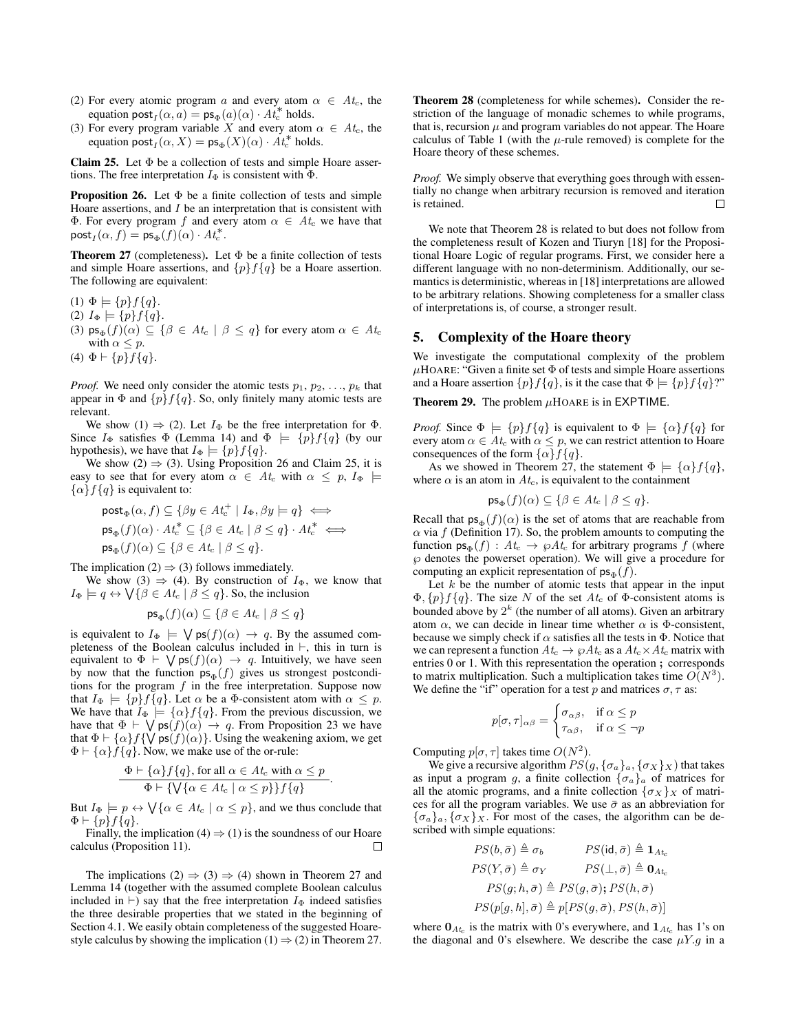(2) For every atomic program $a$ and every atom $\alpha \in At_c$, the equation $\mathsf{post}_I(\alpha, a) = \mathsf{ps}_\Phi(a)(\alpha) \cdot At_c^*$ holds.

(3) For every program variable $X$ and every atom $\alpha \in At_c$, the equation $\mathsf{post}_I(\alpha, X) = \mathsf{ps}_\Phi(X)(\alpha) \cdot At_c^*$ holds.

**Claim 25.** Let $\Phi$ be a collection of tests and simple Hoare assertions. The free interpretation $I_\Phi$ is consistent with $\Phi$.

**Proposition 26.** Let $\Phi$ be a finite collection of tests and simple Hoare assertions, and $I$ be an interpretation that is consistent with $\Phi$. For every program $f$ and every atom $\alpha \in At_c$ we have that $\mathsf{post}_I(\alpha, f) = \mathsf{ps}_\Phi(f)(\alpha) \cdot At_c^*$.

**Theorem 27** (completeness)**.** Let $\Phi$ be a finite collection of tests and simple Hoare assertions, and $\{p\}f\{q\}$ be a Hoare assertion. The following are equivalent:

(1) $\Phi \models \{p\}f\{q\}$.

(2) $I_\Phi \models \{p\}f\{q\}$.

(3) $\mathsf{ps}_\Phi(f)(\alpha) \subseteq \{\beta \in At_c \mid \beta \leq q\}$ for every atom $\alpha \in At_c$ with $\alpha \leq p$.

(4) $\Phi \vdash \{p\}f\{q\}$.

*Proof.* We need only consider the atomic tests $p_1, p_2, \ldots, p_k$ that appear in $\Phi$ and $\{p\}f\{q\}$. So, only finitely many atomic tests are relevant.

We show (1) $\Rightarrow$ (2). Let $I_\Phi$ be the free interpretation for $\Phi$. Since $I_\Phi$ satisfies $\Phi$ (Lemma 14) and $\Phi \models \{p\}f\{q\}$ (by our hypothesis), we have that $I_\Phi \models \{p\}f\{q\}$.

We show (2) $\Rightarrow$ (3). Using Proposition 26 and Claim 25, it is easy to see that for every atom $\alpha \in At_c$ with $\alpha \leq p$, $I_\Phi \models \{\alpha\}f\{q\}$ is equivalent to:

$$\mathsf{post}_\Phi(\alpha, f) \subseteq \{\beta y \in At_c^+ \mid I_\Phi, \beta y \models q\} \iff$$
$$\mathsf{ps}_\Phi(f)(\alpha) \cdot At_c^* \subseteq \{\beta \in At_c \mid \beta \leq q\} \cdot At_c^* \iff$$
$$\mathsf{ps}_\Phi(f)(\alpha) \subseteq \{\beta \in At_c \mid \beta \leq q\}.$$

The implication (2) $\Rightarrow$ (3) follows immediately.

We show (3) $\Rightarrow$ (4). By construction of $I_\Phi$, we know that $I_\Phi \models q \leftrightarrow \bigvee\{\beta \in At_c \mid \beta \leq q\}$. So, the inclusion

$$\mathsf{ps}_\Phi(f)(\alpha) \subseteq \{\beta \in At_c \mid \beta \leq q\}$$

is equivalent to $I_\Phi \models \bigvee \mathsf{ps}(f)(\alpha) \to q$. By the assumed completeness of the Boolean calculus included in $\vdash$, this in turn is equivalent to $\Phi \vdash \bigvee \mathsf{ps}(f)(\alpha) \to q$. Intuitively, we have seen by now that the function $\mathsf{ps}_\Phi(f)$ gives us strongest postconditions for the program $f$ in the free interpretation. Suppose now that $I_\Phi \models \{p\}f\{q\}$. Let $\alpha$ be a $\Phi$-consistent atom with $\alpha \leq p$. We have that $I_\Phi \models \{\alpha\}f\{q\}$. From the previous discussion, we have that $\Phi \vdash \bigvee \mathsf{ps}(f)(\alpha) \to q$. From Proposition 23 we have that $\Phi \vdash \{\alpha\}f\{\bigvee \mathsf{ps}(f)(\alpha)\}$. Using the weakening axiom, we get $\Phi \vdash \{\alpha\}f\{q\}$. Now, we make use of the or-rule:

$$\frac{\Phi \vdash \{\alpha\}f\{q\}\text{, for all } \alpha \in At_c \text{ with } \alpha \leq p}{\Phi \vdash \{\bigvee\{\alpha \in At_c \mid \alpha \leq p\}\}f\{q\}}.$$

But $I_\Phi \models p \leftrightarrow \bigvee\{\alpha \in At_c \mid \alpha \leq p\}$, and we thus conclude that $\Phi \vdash \{p\}f\{q\}$.

Finally, the implication (4) $\Rightarrow$ (1) is the soundness of our Hoare calculus (Proposition 11). $\square$

The implications (2) $\Rightarrow$ (3) $\Rightarrow$ (4) shown in Theorem 27 and Lemma 14 (together with the assumed complete Boolean calculus included in $\vdash$) say that the free interpretation $I_\Phi$ indeed satisfies the three desirable properties that we stated in the beginning of Section 4.1. We easily obtain completeness of the suggested Hoare-style calculus by showing the implication (1) $\Rightarrow$ (2) in Theorem 27.

**Theorem 28** (completeness for while schemes)**.** Consider the restriction of the language of monadic schemes to while programs, that is, recursion $\mu$ and program variables do not appear. The Hoare calculus of Table 1 (with the $\mu$-rule removed) is complete for the Hoare theory of these schemes.

*Proof.* We simply observe that everything goes through with essentially no change when arbitrary recursion is removed and iteration is retained. $\square$

We note that Theorem 28 is related to but does not follow from the completeness result of Kozen and Tiuryn [18] for the Propositional Hoare Logic of regular programs. First, we consider here a different language with no non-determinism. Additionally, our semantics is deterministic, whereas in [18] interpretations are allowed to be arbitrary relations. Showing completeness for a smaller class of interpretations is, of course, a stronger result.

## 5. Complexity of the Hoare theory

We investigate the computational complexity of the problem $\mu$HOARE: "Given a finite set $\Phi$ of tests and simple Hoare assertions and a Hoare assertion $\{p\}f\{q\}$, is it the case that $\Phi \models \{p\}f\{q\}$?"

**Theorem 29.** The problem $\mu$HOARE is in EXPTIME.

*Proof.* Since $\Phi \models \{p\}f\{q\}$ is equivalent to $\Phi \models \{\alpha\}f\{q\}$ for every atom $\alpha \in At_c$ with $\alpha \leq p$, we can restrict attention to Hoare consequences of the form $\{\alpha\}f\{q\}$.

As we showed in Theorem 27, the statement $\Phi \models \{\alpha\}f\{q\}$, where $\alpha$ is an atom in $At_c$, is equivalent to the containment

$$\mathsf{ps}_\Phi(f)(\alpha) \subseteq \{\beta \in At_c \mid \beta \leq q\}.$$

Recall that $\mathsf{ps}_\Phi(f)(\alpha)$ is the set of atoms that are reachable from $\alpha$ via $f$ (Definition 17). So, the problem amounts to computing the function $\mathsf{ps}_\Phi(f) : At_c \to \wp At_c$ for arbitrary programs $f$ (where $\wp$ denotes the powerset operation). We will give a procedure for computing an explicit representation of $\mathsf{ps}_\Phi(f)$.

Let $k$ be the number of atomic tests that appear in the input $\Phi, \{p\}f\{q\}$. The size $N$ of the set $At_c$ of $\Phi$-consistent atoms is bounded above by $2^k$ (the number of all atoms). Given an arbitrary atom $\alpha$, we can decide in linear time whether $\alpha$ is $\Phi$-consistent, because we simply check if $\alpha$ satisfies all the tests in $\Phi$. Notice that we can represent a function $At_c \to \wp At_c$ as a $At_c \times At_c$ matrix with entries 0 or 1. With this representation the operation **;** corresponds to matrix multiplication. Such a multiplication takes time $O(N^3)$. We define the "if" operation for a test $p$ and matrices $\sigma, \tau$ as:

$$p[\sigma, \tau]_{\alpha\beta} = \begin{cases} \sigma_{\alpha\beta}, & \text{if } \alpha \leq p \\ \tau_{\alpha\beta}, & \text{if } \alpha \leq \neg p \end{cases}$$

Computing $p[\sigma, \tau]$ takes time $O(N^2)$.

We give a recursive algorithm $PS(g, \{\sigma_a\}_a, \{\sigma_X\}_X)$ that takes as input a program $g$, a finite collection $\{\sigma_a\}_a$ of matrices for all the atomic programs, and a finite collection $\{\sigma_X\}_X$ of matrices for all the program variables. We use $\bar{\sigma}$ as an abbreviation for $\{\sigma_a\}_a, \{\sigma_X\}_X$. For most of the cases, the algorithm can be described with simple equations:

$$PS(b, \bar{\sigma}) \triangleq \sigma_b \qquad PS(\mathsf{id}, \bar{\sigma}) \triangleq \mathbf{1}_{At_c}$$
$$PS(Y, \bar{\sigma}) \triangleq \sigma_Y \qquad PS(\bot, \bar{\sigma}) \triangleq \mathbf{0}_{At_c}$$
$$PS(g; h, \bar{\sigma}) \triangleq PS(g, \bar{\sigma})\,\mathbf{;}\, PS(h, \bar{\sigma})$$
$$PS(p[g, h], \bar{\sigma}) \triangleq p[PS(g, \bar{\sigma}), PS(h, \bar{\sigma})]$$

where $\mathbf{0}_{At_c}$ is the matrix with 0's everywhere, and $\mathbf{1}_{At_c}$ has 1's on the diagonal and 0's elsewhere. We describe the case $\mu Y.g$ in a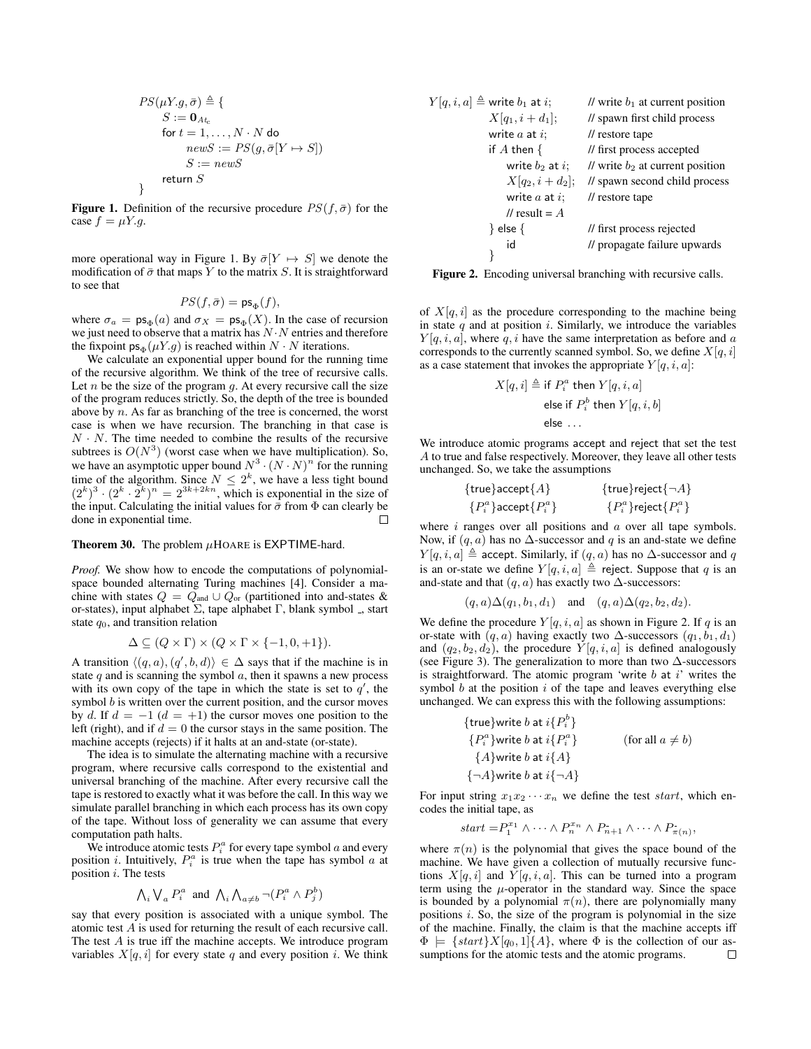```
PS(μY.g, σ̄) ≜ {
    S := 0_{At_c}
    for t = 1, ..., N · N do
        newS := PS(g, σ̄[Y ↦ S])
        S := newS
    return S
}
```

**Figure 1.** Definition of the recursive procedure $PS(f, \bar{\sigma})$ for the case $f = \mu Y.g$.

more operational way in Figure 1. By $\bar{\sigma}[Y \mapsto S]$ we denote the modification of $\bar{\sigma}$ that maps $Y$ to the matrix $S$. It is straightforward to see that

$$PS(f, \bar{\sigma}) = \mathsf{ps}_\Phi(f),$$

where $\sigma_a = \mathsf{ps}_\Phi(a)$ and $\sigma_X = \mathsf{ps}_\Phi(X)$. In the case of recursion we just need to observe that a matrix has $N \cdot N$ entries and therefore the fixpoint $\mathsf{ps}_\Phi(\mu Y.g)$ is reached within $N \cdot N$ iterations.

We calculate an exponential upper bound for the running time of the recursive algorithm. We think of the tree of recursive calls. Let $n$ be the size of the program $g$. At every recursive call the size of the program reduces strictly. So, the depth of the tree is bounded above by $n$. As far as branching of the tree is concerned, the worst case is when we have recursion. The branching in that case is $N \cdot N$. The time needed to combine the results of the recursive subtrees is $O(N^3)$ (worst case when we have multiplication). So, we have an asymptotic upper bound $N^3 \cdot (N \cdot N)^n$ for the running time of the algorithm. Since $N \leq 2^k$, we have a less tight bound $(2^k)^3 \cdot (2^k \cdot 2^k)^n = 2^{3k+2kn}$, which is exponential in the size of the input. Calculating the initial values for $\bar{\sigma}$ from $\Phi$ can clearly be done in exponential time. □

**Theorem 30.** The problem $\mu$HOARE is EXPTIME-hard.

*Proof.* We show how to encode the computations of polynomial-space bounded alternating Turing machines [4]. Consider a machine with states $Q = Q_{\text{and}} \cup Q_{\text{or}}$ (partitioned into and-states & or-states), input alphabet $\Sigma$, tape alphabet $\Gamma$, blank symbol $\_$, start state $q_0$, and transition relation

$$\Delta \subseteq (Q \times \Gamma) \times (Q \times \Gamma \times \{-1, 0, +1\}).$$

A transition $\langle (q, a), (q', b, d) \rangle \in \Delta$ says that if the machine is in state $q$ and is scanning the symbol $a$, then it spawns a new process with its own copy of the tape in which the state is set to $q'$, the symbol $b$ is written over the current position, and the cursor moves by $d$. If $d = -1$ ($d = +1$) the cursor moves one position to the left (right), and if $d = 0$ the cursor stays in the same position. The machine accepts (rejects) if it halts at an and-state (or-state).

The idea is to simulate the alternating machine with a recursive program, where recursive calls correspond to the existential and universal branching of the machine. After every recursive call the tape is restored to exactly what it was before the call. In this way we simulate parallel branching in which each process has its own copy of the tape. Without loss of generality we can assume that every computation path halts.

We introduce atomic tests $P_i^a$ for every tape symbol $a$ and every position $i$. Intuitively, $P_i^a$ is true when the tape has symbol $a$ at position $i$. The tests

$$\textstyle\bigwedge_i \bigvee_a P_i^a \ \text{ and } \ \bigwedge_i \bigwedge_{a \neq b} \neg(P_i^a \wedge P_j^b)$$

say that every position is associated with a unique symbol. The atomic test $A$ is used for returning the result of each recursive call. The test $A$ is true iff the machine accepts. We introduce program variables $X[q, i]$ for every state $q$ and every position $i$. We think

```
Y[q, i, a] ≜ write b1 at i;      // write b1 at current position
             X[q1, i + d1];      // spawn first child process
             write a at i;       // restore tape
             if A then {         // first process accepted
                 write b2 at i;  // write b2 at current position
                 X[q2, i + d2];  // spawn second child process
                 write a at i;   // restore tape
                 // result = A
             } else {            // first process rejected
                 id              // propagate failure upwards
             }
```

**Figure 2.** Encoding universal branching with recursive calls.

of $X[q, i]$ as the procedure corresponding to the machine being in state $q$ and at position $i$. Similarly, we introduce the variables $Y[q, i, a]$, where $q, i$ have the same interpretation as before and $a$ corresponds to the currently scanned symbol. So, we define $X[q, i]$ as a case statement that invokes the appropriate $Y[q, i, a]$:

$$\begin{aligned} X[q, i] \triangleq\ & \mathsf{if}\ P_i^a\ \mathsf{then}\ Y[q, i, a] \\ & \mathsf{else\ if}\ P_i^b\ \mathsf{then}\ Y[q, i, b] \\ & \mathsf{else}\ \ldots \end{aligned}$$

We introduce atomic programs accept and reject that set the test $A$ to true and false respectively. Moreover, they leave all other tests unchanged. So, we take the assumptions

$$\{\mathsf{true}\}\mathsf{accept}\{A\} \qquad \{\mathsf{true}\}\mathsf{reject}\{\neg A\}$$
$$\{P_i^a\}\mathsf{accept}\{P_i^a\} \qquad \{P_i^a\}\mathsf{reject}\{P_i^a\}$$

where $i$ ranges over all positions and $a$ over all tape symbols. Now, if $(q, a)$ has no $\Delta$-successor and $q$ is an and-state we define $Y[q, i, a] \triangleq \mathsf{accept}$. Similarly, if $(q, a)$ has no $\Delta$-successor and $q$ is an or-state we define $Y[q, i, a] \triangleq \mathsf{reject}$. Suppose that $q$ is an and-state and that $(q, a)$ has exactly two $\Delta$-successors:

$$(q, a)\Delta(q_1, b_1, d_1) \quad \text{and} \quad (q, a)\Delta(q_2, b_2, d_2).$$

We define the procedure $Y[q, i, a]$ as shown in Figure 2. If $q$ is an or-state with $(q, a)$ having exactly two $\Delta$-successors $(q_1, b_1, d_1)$ and $(q_2, b_2, d_2)$, the procedure $Y[q, i, a]$ is defined analogously (see Figure 3). The generalization to more than two $\Delta$-successors is straightforward. The atomic program '$\mathsf{write}\ b\ \mathsf{at}\ i$' writes the symbol $b$ at the position $i$ of the tape and leaves everything else unchanged. We can express this with the following assumptions:

$$\begin{aligned} &\{\mathsf{true}\}\mathsf{write}\ b\ \mathsf{at}\ i\{P_i^b\} \\ &\{P_i^a\}\mathsf{write}\ b\ \mathsf{at}\ i\{P_i^a\} \qquad \text{(for all } a \neq b) \\ &\{A\}\mathsf{write}\ b\ \mathsf{at}\ i\{A\} \\ &\{\neg A\}\mathsf{write}\ b\ \mathsf{at}\ i\{\neg A\} \end{aligned}$$

For input string $x_1 x_2 \cdots x_n$ we define the test $start$, which encodes the initial tape, as

$$start = P_1^{x_1} \wedge \cdots \wedge P_n^{x_n} \wedge P_{n+1}^{\_} \wedge \cdots \wedge P_{\pi(n)}^{\_},$$

where $\pi(n)$ is the polynomial that gives the space bound of the machine. We have given a collection of mutually recursive functions $X[q, i]$ and $Y[q, i, a]$. This can be turned into a program term using the $\mu$-operator in the standard way. Since the space is bounded by a polynomial $\pi(n)$, there are polynomially many positions $i$. So, the size of the program is polynomial in the size of the machine. Finally, the claim is that the machine accepts iff $\Phi \models \{start\}X[q_0, 1]\{A\}$, where $\Phi$ is the collection of our assumptions for the atomic tests and the atomic programs. □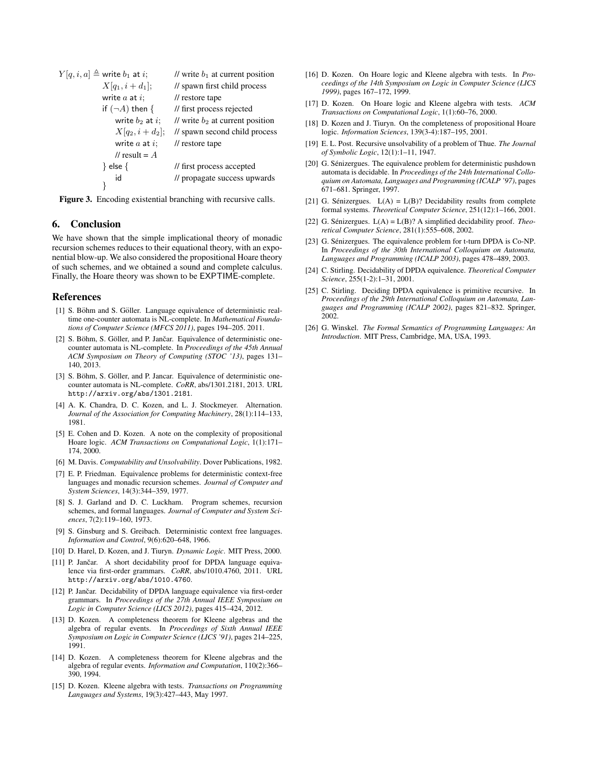```
Y[q, i, a] ≜ write b₁ at i;          // write b₁ at current position
             X[q₁, i + d₁];          // spawn first child process
             write a at i;           // restore tape
             if (¬A) then {          // first process rejected
                 write b₂ at i;      // write b₂ at current position
                 X[q₂, i + d₂];      // spawn second child process
                 write a at i;       // restore tape
                 // result = A
             } else {                // first process accepted
                 id                  // propagate success upwards
             }
```

**Figure 3.** Encoding existential branching with recursive calls.

## 6. Conclusion

We have shown that the simple implicational theory of monadic recursion schemes reduces to their equational theory, with an exponential blow-up. We also considered the propositional Hoare theory of such schemes, and we obtained a sound and complete calculus. Finally, the Hoare theory was shown to be EXPTIME-complete.

## References

[1] S. Böhm and S. Göller. Language equivalence of deterministic real-time one-counter automata is NL-complete. In *Mathematical Foundations of Computer Science (MFCS 2011)*, pages 194–205. 2011.

[2] S. Böhm, S. Göller, and P. Jančar. Equivalence of deterministic one-counter automata is NL-complete. In *Proceedings of the 45th Annual ACM Symposium on Theory of Computing (STOC '13)*, pages 131–140, 2013.

[3] S. Böhm, S. Göller, and P. Jancar. Equivalence of deterministic one-counter automata is NL-complete. *CoRR*, abs/1301.2181, 2013. URL http://arxiv.org/abs/1301.2181.

[4] A. K. Chandra, D. C. Kozen, and L. J. Stockmeyer. Alternation. *Journal of the Association for Computing Machinery*, 28(1):114–133, 1981.

[5] E. Cohen and D. Kozen. A note on the complexity of propositional Hoare logic. *ACM Transactions on Computational Logic*, 1(1):171–174, 2000.

[6] M. Davis. *Computability and Unsolvability*. Dover Publications, 1982.

[7] E. P. Friedman. Equivalence problems for deterministic context-free languages and monadic recursion schemes. *Journal of Computer and System Sciences*, 14(3):344–359, 1977.

[8] S. J. Garland and D. C. Luckham. Program schemes, recursion schemes, and formal languages. *Journal of Computer and System Sciences*, 7(2):119–160, 1973.

[9] S. Ginsburg and S. Greibach. Deterministic context free languages. *Information and Control*, 9(6):620–648, 1966.

[10] D. Harel, D. Kozen, and J. Tiuryn. *Dynamic Logic*. MIT Press, 2000.

[11] P. Jančar. A short decidability proof for DPDA language equivalence via first-order grammars. *CoRR*, abs/1010.4760, 2011. URL http://arxiv.org/abs/1010.4760.

[12] P. Jančar. Decidability of DPDA language equivalence via first-order grammars. In *Proceedings of the 27th Annual IEEE Symposium on Logic in Computer Science (LICS 2012)*, pages 415–424, 2012.

[13] D. Kozen. A completeness theorem for Kleene algebras and the algebra of regular events. In *Proceedings of Sixth Annual IEEE Symposium on Logic in Computer Science (LICS '91)*, pages 214–225, 1991.

[14] D. Kozen. A completeness theorem for Kleene algebras and the algebra of regular events. *Information and Computation*, 110(2):366–390, 1994.

[15] D. Kozen. Kleene algebra with tests. *Transactions on Programming Languages and Systems*, 19(3):427–443, May 1997.

[16] D. Kozen. On Hoare logic and Kleene algebra with tests. In *Proceedings of the 14th Symposium on Logic in Computer Science (LICS 1999)*, pages 167–172, 1999.

[17] D. Kozen. On Hoare logic and Kleene algebra with tests. *ACM Transactions on Computational Logic*, 1(1):60–76, 2000.

[18] D. Kozen and J. Tiuryn. On the completeness of propositional Hoare logic. *Information Sciences*, 139(3-4):187–195, 2001.

[19] E. L. Post. Recursive unsolvability of a problem of Thue. *The Journal of Symbolic Logic*, 12(1):1–11, 1947.

[20] G. Sénizergues. The equivalence problem for deterministic pushdown automata is decidable. In *Proceedings of the 24th International Colloquium on Automata, Languages and Programming (ICALP '97)*, pages 671–681. Springer, 1997.

[21] G. Sénizergues. L(A) = L(B)? Decidability results from complete formal systems. *Theoretical Computer Science*, 251(12):1–166, 2001.

[22] G. Sénizergues. L(A) = L(B)? A simplified decidability proof. *Theoretical Computer Science*, 281(1):555–608, 2002.

[23] G. Sénizergues. The equivalence problem for t-turn DPDA is Co-NP. In *Proceedings of the 30th International Colloquium on Automata, Languages and Programming (ICALP 2003)*, pages 478–489, 2003.

[24] C. Stirling. Decidability of DPDA equivalence. *Theoretical Computer Science*, 255(1-2):1–31, 2001.

[25] C. Stirling. Deciding DPDA equivalence is primitive recursive. In *Proceedings of the 29th International Colloquium on Automata, Languages and Programming (ICALP 2002)*, pages 821–832. Springer, 2002.

[26] G. Winskel. *The Formal Semantics of Programming Languages: An Introduction*. MIT Press, Cambridge, MA, USA, 1993.